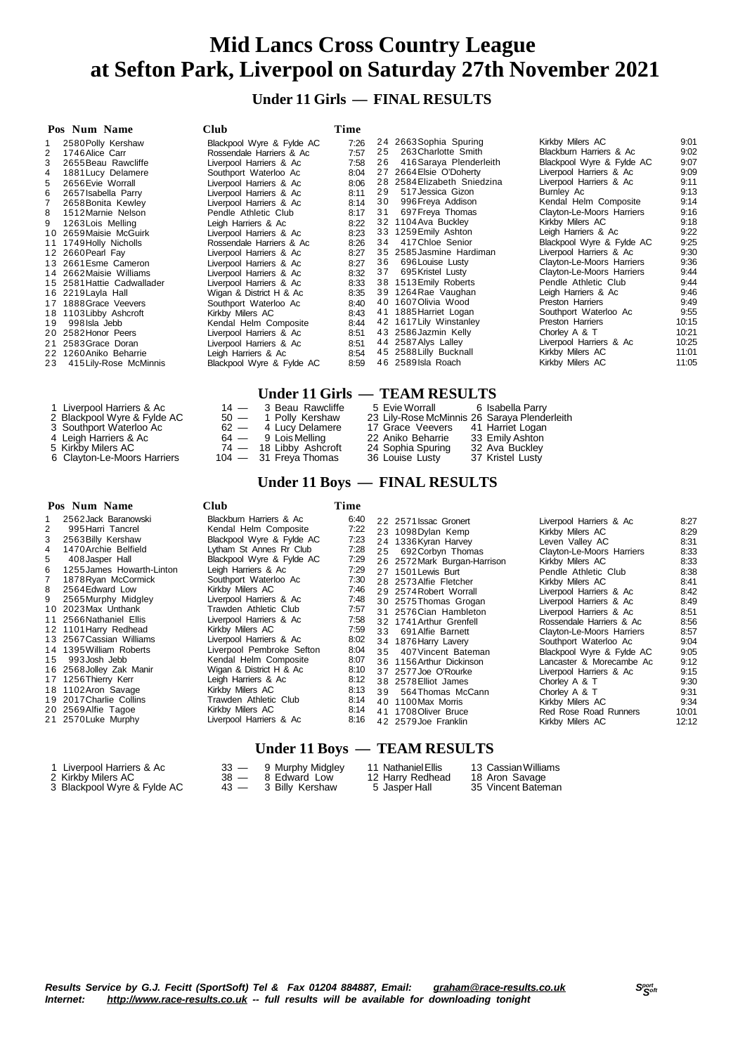# Mid Lancs Cross Country League
# at Sefton Park, Liverpool on Saturday 27th November 2021

## Under 11 Girls — FINAL RESULTS

| Pos | Num | Name | Club | Time |
|---|---|---|---|---|
| 1 | 2580 | Polly Kershaw | Blackpool Wyre & Fylde AC | 7:26 |
| 2 | 1746 | Alice Carr | Rossendale Harriers & Ac | 7:57 |
| 3 | 2655 | Beau Rawcliffe | Liverpool Harriers & Ac | 7:58 |
| 4 | 1881 | Lucy Delamere | Southport Waterloo Ac | 8:04 |
| 5 | 2656 | Evie Worrall | Liverpool Harriers & Ac | 8:06 |
| 6 | 2657 | Isabella Parry | Liverpool Harriers & Ac | 8:11 |
| 7 | 2658 | Bonita Kewley | Liverpool Harriers & Ac | 8:14 |
| 8 | 1512 | Marnie Nelson | Pendle Athletic Club | 8:17 |
| 9 | 1263 | Lois Melling | Leigh Harriers & Ac | 8:22 |
| 10 | 2659 | Maisie McGuirk | Liverpool Harriers & Ac | 8:23 |
| 11 | 1749 | Holly Nicholls | Rossendale Harriers & Ac | 8:26 |
| 12 | 2660 | Pearl Fay | Liverpool Harriers & Ac | 8:27 |
| 13 | 2661 | Esme Cameron | Liverpool Harriers & Ac | 8:27 |
| 14 | 2662 | Maisie Williams | Liverpool Harriers & Ac | 8:32 |
| 15 | 2581 | Hattie Cadwallader | Liverpool Harriers & Ac | 8:33 |
| 16 | 2219 | Layla Hall | Wigan & District H & Ac | 8:35 |
| 17 | 1888 | Grace Veevers | Southport Waterloo Ac | 8:40 |
| 18 | 1103 | Libby Ashcroft | Kirkby Milers AC | 8:43 |
| 19 | 998 | Isla Jebb | Kendal Helm Composite | 8:44 |
| 20 | 2582 | Honor Peers | Liverpool Harriers & Ac | 8:51 |
| 21 | 2583 | Grace Doran | Liverpool Harriers & Ac | 8:51 |
| 22 | 1260 | Aniko Beharrie | Leigh Harriers & Ac | 8:54 |
| 23 | 415 | Lily-Rose McMinnis | Blackpool Wyre & Fylde AC | 8:59 |
| 24 | 2663 | Sophia Spuring | Kirkby Milers AC | 9:01 |
| 25 | 263 | Charlotte Smith | Blackburn Harriers & Ac | 9:02 |
| 26 | 416 | Saraya Plenderleith | Blackpool Wyre & Fylde AC | 9:07 |
| 27 | 2664 | Elsie O'Doherty | Liverpool Harriers & Ac | 9:09 |
| 28 | 2584 | Elizabeth Sniedzina | Liverpool Harriers & Ac | 9:11 |
| 29 | 517 | Jessica Gizon | Burnley Ac | 9:13 |
| 30 | 996 | Freya Addison | Kendal Helm Composite | 9:14 |
| 31 | 697 | Freya Thomas | Clayton-Le-Moors Harriers | 9:16 |
| 32 | 1104 | Ava Buckley | Kirkby Milers AC | 9:18 |
| 33 | 1259 | Emily Ashton | Leigh Harriers & Ac | 9:22 |
| 34 | 417 | Chloe Senior | Blackpool Wyre & Fylde AC | 9:25 |
| 35 | 2585 | Jasmine Hardiman | Liverpool Harriers & Ac | 9:30 |
| 36 | 696 | Louise Lusty | Clayton-Le-Moors Harriers | 9:36 |
| 37 | 695 | Kristel Lusty | Clayton-Le-Moors Harriers | 9:44 |
| 38 | 1513 | Emily Roberts | Pendle Athletic Club | 9:44 |
| 39 | 1264 | Rae Vaughan | Leigh Harriers & Ac | 9:46 |
| 40 | 1607 | Olivia Wood | Preston Harriers | 9:49 |
| 41 | 1885 | Harriet Logan | Southport Waterloo Ac | 9:55 |
| 42 | 1617 | Lily Winstanley | Preston Harriers | 10:15 |
| 43 | 2586 | Jazmin Kelly | Chorley A & T | 10:21 |
| 44 | 2587 | Alys Lalley | Liverpool Harriers & Ac | 10:25 |
| 45 | 2588 | Lilly Bucknall | Kirkby Milers AC | 11:01 |
| 46 | 2589 | Isla Roach | Kirkby Milers AC | 11:05 |

## Under 11 Girls — TEAM RESULTS

| Pos | Team | Points | | | |
|---|---|---|---|---|---|
| 1 | Liverpool Harriers & Ac | 14 | 3 Beau Rawcliffe | 5 Evie Worrall | 6 Isabella Parry |
| 2 | Blackpool Wyre & Fylde AC | 50 | 1 Polly Kershaw | 23 Lily-Rose McMinnis | 26 Saraya Plenderleith |
| 3 | Southport Waterloo Ac | 62 | 4 Lucy Delamere | 17 Grace Veevers | 41 Harriet Logan |
| 4 | Leigh Harriers & Ac | 64 | 9 Lois Melling | 22 Aniko Beharrie | 33 Emily Ashton |
| 5 | Kirkby Milers AC | 74 | 18 Libby Ashcroft | 24 Sophia Spuring | 32 Ava Buckley |
| 6 | Clayton-Le-Moors Harriers | 104 | 31 Freya Thomas | 36 Louise Lusty | 37 Kristel Lusty |

## Under 11 Boys — FINAL RESULTS

| Pos | Num | Name | Club | Time |
|---|---|---|---|---|
| 1 | 2562 | Jack Baranowski | Blackburn Harriers & Ac | 6:40 |
| 2 | 995 | Harri Tancrel | Kendal Helm Composite | 7:22 |
| 3 | 2563 | Billy Kershaw | Blackpool Wyre & Fylde AC | 7:23 |
| 4 | 1470 | Archie Belfield | Lytham St Annes Rr Club | 7:28 |
| 5 | 408 | Jasper Hall | Blackpool Wyre & Fylde AC | 7:29 |
| 6 | 1255 | James Howarth-Linton | Leigh Harriers & Ac | 7:29 |
| 7 | 1878 | Ryan McCormick | Southport Waterloo Ac | 7:30 |
| 8 | 2564 | Edward Low | Kirkby Milers AC | 7:46 |
| 9 | 2565 | Murphy Midgley | Liverpool Harriers & Ac | 7:48 |
| 10 | 2023 | Max Unthank | Trawden Athletic Club | 7:57 |
| 11 | 2566 | Nathaniel Ellis | Liverpool Harriers & Ac | 7:58 |
| 12 | 1101 | Harry Redhead | Kirkby Milers AC | 7:59 |
| 13 | 2567 | Cassian Williams | Liverpool Harriers & Ac | 8:02 |
| 14 | 1395 | William Roberts | Liverpool Pembroke Sefton | 8:04 |
| 15 | 993 | Josh Jebb | Kendal Helm Composite | 8:07 |
| 16 | 2568 | Jolley Zak Manir | Wigan & District H & Ac | 8:10 |
| 17 | 1256 | Thierry Kerr | Leigh Harriers & Ac | 8:12 |
| 18 | 1102 | Aron Savage | Kirkby Milers AC | 8:13 |
| 19 | 2017 | Charlie Collins | Trawden Athletic Club | 8:14 |
| 20 | 2569 | Alfie Tagoe | Kirkby Milers AC | 8:14 |
| 21 | 2570 | Luke Murphy | Liverpool Harriers & Ac | 8:16 |
| 22 | 2571 | Issac Gronert | Liverpool Harriers & Ac | 8:27 |
| 23 | 1098 | Dylan Kemp | Kirkby Milers AC | 8:29 |
| 24 | 1336 | Kyran Harvey | Leven Valley AC | 8:31 |
| 25 | 692 | Corbyn Thomas | Clayton-Le-Moors Harriers | 8:33 |
| 26 | 2572 | Mark Burgan-Harrison | Kirkby Milers AC | 8:33 |
| 27 | 1501 | Lewis Burt | Pendle Athletic Club | 8:38 |
| 28 | 2573 | Alfie Fletcher | Kirkby Milers AC | 8:41 |
| 29 | 2574 | Robert Worrall | Liverpool Harriers & Ac | 8:42 |
| 30 | 2575 | Thomas Grogan | Liverpool Harriers & Ac | 8:49 |
| 31 | 2576 | Cian Hambleton | Liverpool Harriers & Ac | 8:51 |
| 32 | 1741 | Arthur Grenfell | Rossendale Harriers & Ac | 8:56 |
| 33 | 691 | Alfie Barnett | Clayton-Le-Moors Harriers | 8:57 |
| 34 | 1876 | Harry Lavery | Southport Waterloo Ac | 9:04 |
| 35 | 407 | Vincent Bateman | Blackpool Wyre & Fylde AC | 9:05 |
| 36 | 1156 | Arthur Dickinson | Lancaster & Morecambe Ac | 9:12 |
| 37 | 2577 | Joe O'Rourke | Liverpool Harriers & Ac | 9:15 |
| 38 | 2578 | Elliot James | Chorley A & T | 9:30 |
| 39 | 564 | Thomas McCann | Chorley A & T | 9:31 |
| 40 | 1100 | Max Morris | Kirkby Milers AC | 9:34 |
| 41 | 1708 | Oliver Bruce | Red Rose Road Runners | 10:01 |
| 42 | 2579 | Joe Franklin | Kirkby Milers AC | 12:12 |

## Under 11 Boys — TEAM RESULTS

| Pos | Team | Points | | | |
|---|---|---|---|---|---|
| 1 | Liverpool Harriers & Ac | 33 | 9 Murphy Midgley | 11 Nathaniel Ellis | 13 Cassian Williams |
| 2 | Kirkby Milers AC | 38 | 8 Edward Low | 12 Harry Redhead | 18 Aron Savage |
| 3 | Blackpool Wyre & Fylde AC | 43 | 3 Billy Kershaw | 5 Jasper Hall | 35 Vincent Bateman |

*Results Service by G.J. Fecitt (SportSoft) Tel & Fax 01204 884887, Email: graham@race-results.co.uk*
*Internet: http://www.race-results.co.uk -- full results will be available for downloading tonight*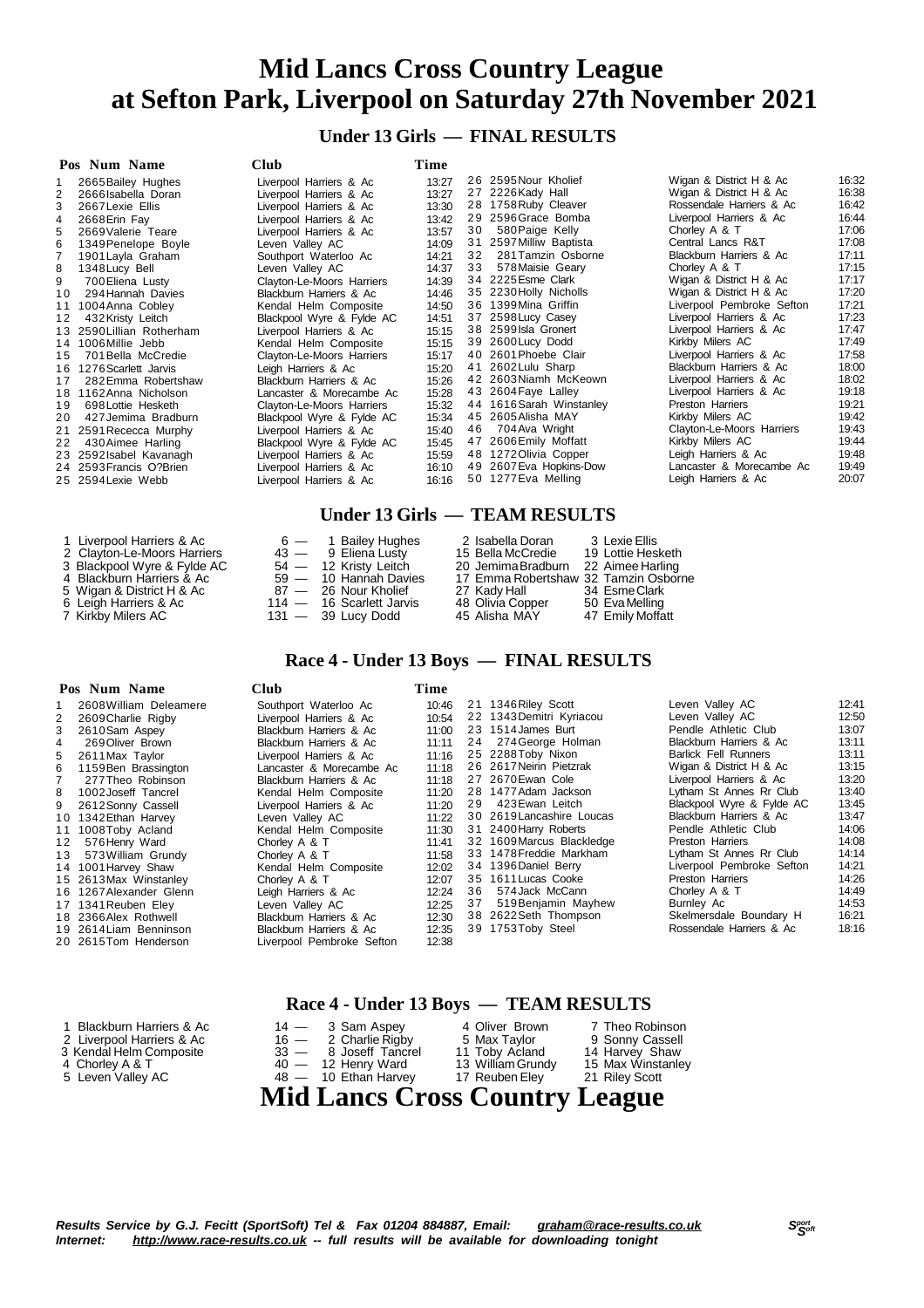# Mid Lancs Cross Country League at Sefton Park, Liverpool on Saturday 27th November 2021

## Under 13 Girls — FINAL RESULTS

| Pos | Num | Name | Club | Time |
|---|---|---|---|---|
| 1 | 2665 | Bailey Hughes | Liverpool Harriers & Ac | 13:27 |
| 2 | 2666 | Isabella Doran | Liverpool Harriers & Ac | 13:27 |
| 3 | 2667 | Lexie Ellis | Liverpool Harriers & Ac | 13:30 |
| 4 | 2668 | Erin Fay | Liverpool Harriers & Ac | 13:42 |
| 5 | 2669 | Valerie Teare | Liverpool Harriers & Ac | 13:57 |
| 6 | 1349 | Penelope Boyle | Leven Valley AC | 14:09 |
| 7 | 1901 | Layla Graham | Southport Waterloo Ac | 14:21 |
| 8 | 1348 | Lucy Bell | Leven Valley AC | 14:37 |
| 9 | 700 | Eliena Lusty | Clayton-Le-Moors Harriers | 14:39 |
| 10 | 294 | Hannah Davies | Blackburn Harriers & Ac | 14:46 |
| 11 | 1004 | Anna Cobley | Kendal Helm Composite | 14:50 |
| 12 | 432 | Kristy Leitch | Blackpool Wyre & Fylde AC | 14:51 |
| 13 | 2590 | Lillian Rotherham | Liverpool Harriers & Ac | 15:15 |
| 14 | 1006 | Millie Jebb | Kendal Helm Composite | 15:15 |
| 15 | 701 | Bella McCredie | Clayton-Le-Moors Harriers | 15:17 |
| 16 | 1276 | Scarlett Jarvis | Leigh Harriers & Ac | 15:20 |
| 17 | 282 | Emma Robertshaw | Blackburn Harriers & Ac | 15:26 |
| 18 | 1162 | Anna Nicholson | Lancaster & Morecambe Ac | 15:28 |
| 19 | 698 | Lottie Hesketh | Clayton-Le-Moors Harriers | 15:32 |
| 20 | 427 | Jemima Bradburn | Blackpool Wyre & Fylde AC | 15:34 |
| 21 | 2591 | Rececca Murphy | Liverpool Harriers & Ac | 15:40 |
| 22 | 430 | Aimee Harling | Blackpool Wyre & Fylde AC | 15:45 |
| 23 | 2592 | Isabel Kavanagh | Liverpool Harriers & Ac | 15:59 |
| 24 | 2593 | Francis O?Brien | Liverpool Harriers & Ac | 16:10 |
| 25 | 2594 | Lexie Webb | Liverpool Harriers & Ac | 16:16 |
| 26 | 2595 | Nour Kholief | Wigan & District H & Ac | 16:32 |
| 27 | 2226 | Kady Hall | Wigan & District H & Ac | 16:38 |
| 28 | 1758 | Ruby Cleaver | Rossendale Harriers & Ac | 16:42 |
| 29 | 2596 | Grace Bomba | Liverpool Harriers & Ac | 16:44 |
| 30 | 580 | Paige Kelly | Chorley A & T | 17:06 |
| 31 | 2597 | Milliw Baptista | Central Lancs R&T | 17:08 |
| 32 | 281 | Tamzin Osborne | Blackburn Harriers & Ac | 17:11 |
| 33 | 578 | Maisie Geary | Chorley A & T | 17:15 |
| 34 | 2225 | Esme Clark | Wigan & District H & Ac | 17:17 |
| 35 | 2230 | Holly Nicholls | Wigan & District H & Ac | 17:20 |
| 36 | 1399 | Mina Griffin | Liverpool Pembroke Sefton | 17:21 |
| 37 | 2598 | Lucy Casey | Liverpool Harriers & Ac | 17:23 |
| 38 | 2599 | Isla Gronert | Liverpool Harriers & Ac | 17:47 |
| 39 | 2600 | Lucy Dodd | Kirkby Milers AC | 17:49 |
| 40 | 2601 | Phoebe Clair | Liverpool Harriers & Ac | 17:58 |
| 41 | 2602 | Lulu Sharp | Blackburn Harriers & Ac | 18:00 |
| 42 | 2603 | Niamh McKeown | Liverpool Harriers & Ac | 18:02 |
| 43 | 2604 | Faye Lalley | Liverpool Harriers & Ac | 19:18 |
| 44 | 1616 | Sarah Winstanley | Preston Harriers | 19:21 |
| 45 | 2605 | Alisha MAY | Kirkby Milers AC | 19:42 |
| 46 | 704 | Ava Wright | Clayton-Le-Moors Harriers | 19:43 |
| 47 | 2606 | Emily Moffatt | Kirkby Milers AC | 19:44 |
| 48 | 1272 | Olivia Copper | Leigh Harriers & Ac | 19:48 |
| 49 | 2607 | Eva Hopkins-Dow | Lancaster & Morecambe Ac | 19:49 |
| 50 | 1277 | Eva Melling | Leigh Harriers & Ac | 20:07 |

## Under 13 Girls — TEAM RESULTS

| Pos | Team | Points | 1st | 2nd | 3rd |
|---|---|---|---|---|---|
| 1 | Liverpool Harriers & Ac | 6 | 1 Bailey Hughes | 2 Isabella Doran | 3 Lexie Ellis |
| 2 | Clayton-Le-Moors Harriers | 43 | 9 Eliena Lusty | 15 Bella McCredie | 19 Lottie Hesketh |
| 3 | Blackpool Wyre & Fylde AC | 54 | 12 Kristy Leitch | 20 Jemima Bradburn | 22 Aimee Harling |
| 4 | Blackburn Harriers & Ac | 59 | 10 Hannah Davies | 17 Emma Robertshaw | 32 Tamzin Osborne |
| 5 | Wigan & District H & Ac | 87 | 26 Nour Kholief | 27 Kady Hall | 34 Esme Clark |
| 6 | Leigh Harriers & Ac | 114 | 16 Scarlett Jarvis | 48 Olivia Copper | 50 Eva Melling |
| 7 | Kirkby Milers AC | 131 | 39 Lucy Dodd | 45 Alisha MAY | 47 Emily Moffatt |

## Race 4 - Under 13 Boys — FINAL RESULTS

| Pos | Num | Name | Club | Time |
|---|---|---|---|---|
| 1 | 2608 | William Deleamere | Southport Waterloo Ac | 10:46 |
| 2 | 2609 | Charlie Rigby | Liverpool Harriers & Ac | 10:54 |
| 3 | 2610 | Sam Aspey | Blackburn Harriers & Ac | 11:00 |
| 4 | 269 | Oliver Brown | Blackburn Harriers & Ac | 11:11 |
| 5 | 2611 | Max Taylor | Liverpool Harriers & Ac | 11:16 |
| 6 | 1159 | Ben Brassington | Lancaster & Morecambe Ac | 11:18 |
| 7 | 277 | Theo Robinson | Blackburn Harriers & Ac | 11:18 |
| 8 | 1002 | Joseff Tancrel | Kendal Helm Composite | 11:20 |
| 9 | 2612 | Sonny Cassell | Liverpool Harriers & Ac | 11:20 |
| 10 | 1342 | Ethan Harvey | Leven Valley AC | 11:22 |
| 11 | 1008 | Toby Acland | Kendal Helm Composite | 11:30 |
| 12 | 576 | Henry Ward | Chorley A & T | 11:41 |
| 13 | 573 | William Grundy | Chorley A & T | 11:58 |
| 14 | 1001 | Harvey Shaw | Kendal Helm Composite | 12:02 |
| 15 | 2613 | Max Winstanley | Chorley A & T | 12:07 |
| 16 | 1267 | Alexander Glenn | Leigh Harriers & Ac | 12:24 |
| 17 | 1341 | Reuben Eley | Leven Valley AC | 12:25 |
| 18 | 2366 | Alex Rothwell | Blackburn Harriers & Ac | 12:30 |
| 19 | 2614 | Liam Benninson | Blackburn Harriers & Ac | 12:35 |
| 20 | 2615 | Tom Henderson | Liverpool Pembroke Sefton | 12:38 |
| 21 | 1346 | Riley Scott | Leven Valley AC | 12:41 |
| 22 | 1343 | Demitri Kyriacou | Leven Valley AC | 12:50 |
| 23 | 1514 | James Burt | Pendle Athletic Club | 13:07 |
| 24 | 274 | George Holman | Blackburn Harriers & Ac | 13:11 |
| 25 | 2288 | Toby Nixon | Barlick Fell Runners | 13:11 |
| 26 | 2617 | Neirin Pietzrak | Wigan & District H & Ac | 13:15 |
| 27 | 2670 | Ewan Cole | Liverpool Harriers & Ac | 13:20 |
| 28 | 1477 | Adam Jackson | Lytham St Annes Rr Club | 13:40 |
| 29 | 423 | Ewan Leitch | Blackpool Wyre & Fylde AC | 13:45 |
| 30 | 2619 | Lancashire Loucas | Blackburn Harriers & Ac | 13:47 |
| 31 | 2400 | Harry Roberts | Pendle Athletic Club | 14:06 |
| 32 | 1609 | Marcus Blackledge | Preston Harriers | 14:08 |
| 33 | 1478 | Freddie Markham | Lytham St Annes Rr Club | 14:14 |
| 34 | 1396 | Daniel Berry | Liverpool Pembroke Sefton | 14:21 |
| 35 | 1611 | Lucas Cooke | Preston Harriers | 14:26 |
| 36 | 574 | Jack McCann | Chorley A & T | 14:49 |
| 37 | 519 | Benjamin Mayhew | Burnley Ac | 14:53 |
| 38 | 2622 | Seth Thompson | Skelmersdale Boundary H | 16:21 |
| 39 | 1753 | Toby Steel | Rossendale Harriers & Ac | 18:16 |

## Race 4 - Under 13 Boys — TEAM RESULTS

| Pos | Team | Points | 1st | 2nd | 3rd |
|---|---|---|---|---|---|
| 1 | Blackburn Harriers & Ac | 14 | 3 Sam Aspey | 4 Oliver Brown | 7 Theo Robinson |
| 2 | Liverpool Harriers & Ac | 16 | 2 Charlie Rigby | 5 Max Taylor | 9 Sonny Cassell |
| 3 | Kendal Helm Composite | 33 | 8 Joseff Tancrel | 11 Toby Acland | 14 Harvey Shaw |
| 4 | Chorley A & T | 40 | 12 Henry Ward | 13 William Grundy | 15 Max Winstanley |
| 5 | Leven Valley AC | 48 | 10 Ethan Harvey | 17 Reuben Eley | 21 Riley Scott |

# Mid Lancs Cross Country League

*Results Service by G.J. Fecitt (SportSoft) Tel & Fax 01204 884887, Email: graham@race-results.co.uk*
*Internet: http://www.race-results.co.uk -- full results will be available for downloading tonight*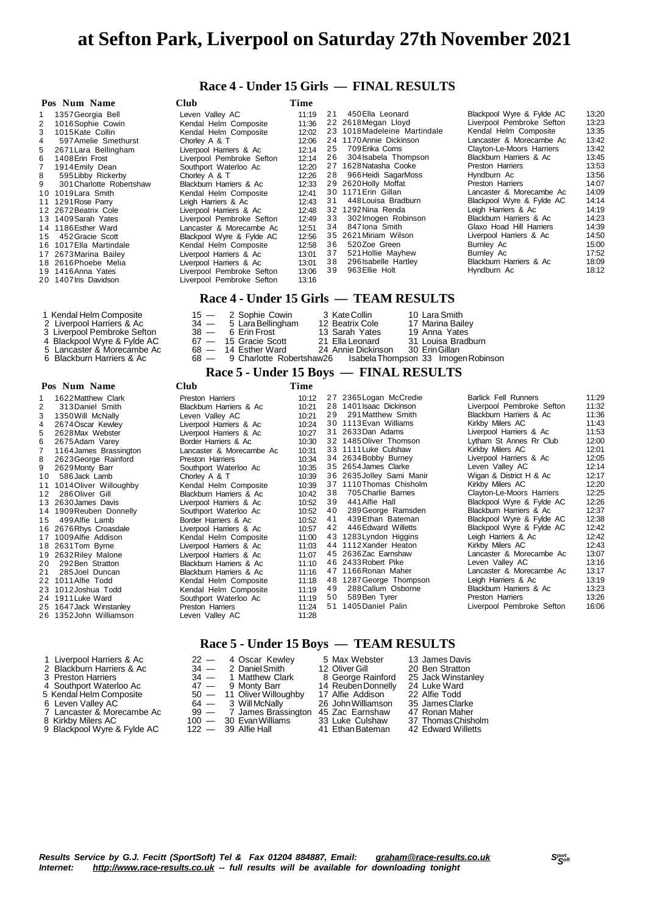# at Sefton Park, Liverpool on Saturday 27th November 2021

## Race 4 - Under 15 Girls — FINAL RESULTS

| Pos | Num | Name | Club | Time |
|---|---|---|---|---|
| 1 | 1357 | Georgia Bell | Leven Valley AC | 11:19 |
| 2 | 1016 | Sophie Cowin | Kendal Helm Composite | 11:36 |
| 3 | 1015 | Kate Collin | Kendal Helm Composite | 12:02 |
| 4 | 597 | Amelie Smethurst | Chorley A & T | 12:06 |
| 5 | 2671 | Lara Bellingham | Liverpool Harriers & Ac | 12:14 |
| 6 | 1408 | Erin Frost | Liverpool Pembroke Sefton | 12:14 |
| 7 | 1914 | Emily Dean | Southport Waterloo Ac | 12:20 |
| 8 | 595 | Libby Rickerby | Chorley A & T | 12:26 |
| 9 | 301 | Charlotte Robertshaw | Blackburn Harriers & Ac | 12:33 |
| 10 | 1019 | Lara Smith | Kendal Helm Composite | 12:41 |
| 11 | 1291 | Rose Parry | Leigh Harriers & Ac | 12:43 |
| 12 | 2672 | Beatrix Cole | Liverpool Harriers & Ac | 12:48 |
| 13 | 1409 | Sarah Yates | Liverpool Pembroke Sefton | 12:49 |
| 14 | 1186 | Esther Ward | Lancaster & Morecambe Ac | 12:51 |
| 15 | 452 | Gracie Scott | Blackpool Wyre & Fylde AC | 12:56 |
| 16 | 1017 | Ella Martindale | Kendal Helm Composite | 12:58 |
| 17 | 2673 | Marina Bailey | Liverpool Harriers & Ac | 13:01 |
| 18 | 2616 | Phoebe Melia | Liverpool Harriers & Ac | 13:01 |
| 19 | 1416 | Anna Yates | Liverpool Pembroke Sefton | 13:06 |
| 20 | 1407 | Iris Davidson | Liverpool Pembroke Sefton | 13:16 |
| 21 | 450 | Ella Leonard | Blackpool Wyre & Fylde AC | 13:20 |
| 22 | 2618 | Megan Lloyd | Liverpool Pembroke Sefton | 13:23 |
| 23 | 1018 | Madeleine Martindale | Kendal Helm Composite | 13:35 |
| 24 | 1170 | Annie Dickinson | Lancaster & Morecambe Ac | 13:42 |
| 25 | 709 | Erika Corns | Clayton-Le-Moors Harriers | 13:42 |
| 26 | 304 | Isabela Thompson | Blackburn Harriers & Ac | 13:45 |
| 27 | 1628 | Natasha Cooke | Preston Harriers | 13:53 |
| 28 | 966 | Heidi SagarMoss | Hyndburn Ac | 13:56 |
| 29 | 2620 | Holly Moffat | Preston Harriers | 14:07 |
| 30 | 1171 | Erin Gillan | Lancaster & Morecambe Ac | 14:09 |
| 31 | 448 | Louisa Bradburn | Blackpool Wyre & Fylde AC | 14:14 |
| 32 | 1292 | Nina Renda | Leigh Harriers & Ac | 14:19 |
| 33 | 302 | Imogen Robinson | Blackburn Harriers & Ac | 14:23 |
| 34 | 847 | Iona Smith | Glaxo Hoad Hill Harriers | 14:39 |
| 35 | 2621 | Miriam Wilson | Liverpool Harriers & Ac | 14:50 |
| 36 | 520 | Zoe Green | Burnley Ac | 15:00 |
| 37 | 521 | Hollie Mayhew | Burnley Ac | 17:52 |
| 38 | 296 | Isabelle Hartley | Blackburn Harriers & Ac | 18:09 |
| 39 | 963 | Ellie Holt | Hyndburn Ac | 18:12 |

## Race 4 - Under 15 Girls — TEAM RESULTS

| Pos | Team | Points | | | |
|---|---|---|---|---|---|
| 1 | Kendal Helm Composite | 15 | 2 Sophie Cowin | 3 Kate Collin | 10 Lara Smith |
| 2 | Liverpool Harriers & Ac | 34 | 5 Lara Bellingham | 12 Beatrix Cole | 17 Marina Bailey |
| 3 | Liverpool Pembroke Sefton | 38 | 6 Erin Frost | 13 Sarah Yates | 19 Anna Yates |
| 4 | Blackpool Wyre & Fylde AC | 67 | 15 Gracie Scott | 21 Ella Leonard | 31 Louisa Bradburn |
| 5 | Lancaster & Morecambe Ac | 68 | 14 Esther Ward | 24 Annie Dickinson | 30 Erin Gillan |
| 6 | Blackburn Harriers & Ac | 68 | 9 Charlotte Robertshaw | 26 Isabela Thompson | 33 Imogen Robinson |

## Race 5 - Under 15 Boys — FINAL RESULTS

| Pos | Num | Name | Club | Time |
|---|---|---|---|---|
| 1 | 1622 | Matthew Clark | Preston Harriers | 10:12 |
| 2 | 313 | Daniel Smith | Blackburn Harriers & Ac | 10:21 |
| 3 | 1350 | Will McNally | Leven Valley AC | 10:21 |
| 4 | 2674 | Oscar Kewley | Liverpool Harriers & Ac | 10:24 |
| 5 | 2628 | Max Webster | Liverpool Harriers & Ac | 10:27 |
| 6 | 2675 | Adam Varey | Border Harriers & Ac | 10:30 |
| 7 | 1164 | James Brassington | Lancaster & Morecambe Ac | 10:31 |
| 8 | 2623 | George Rainford | Preston Harriers | 10:34 |
| 9 | 2629 | Monty Barr | Southport Waterloo Ac | 10:35 |
| 10 | 586 | Jack Lamb | Chorley A & T | 10:39 |
| 11 | 1014 | Oliver Willoughby | Kendal Helm Composite | 10:39 |
| 12 | 286 | Oliver Gill | Blackburn Harriers & Ac | 10:42 |
| 13 | 2630 | James Davis | Liverpool Harriers & Ac | 10:52 |
| 14 | 1909 | Reuben Donnelly | Southport Waterloo Ac | 10:52 |
| 15 | 499 | Alfie Lamb | Border Harriers & Ac | 10:52 |
| 16 | 2676 | Rhys Croasdale | Liverpool Harriers & Ac | 10:57 |
| 17 | 1009 | Alfie Addison | Kendal Helm Composite | 11:00 |
| 18 | 2631 | Tom Byrne | Liverpool Harriers & Ac | 11:03 |
| 19 | 2632 | Riley Malone | Liverpool Harriers & Ac | 11:07 |
| 20 | 292 | Ben Stratton | Blackburn Harriers & Ac | 11:10 |
| 21 | 285 | Joel Duncan | Blackburn Harriers & Ac | 11:16 |
| 22 | 1011 | Alfie Todd | Kendal Helm Composite | 11:18 |
| 23 | 1012 | Joshua Todd | Kendal Helm Composite | 11:19 |
| 24 | 1911 | Luke Ward | Southport Waterloo Ac | 11:19 |
| 25 | 1647 | Jack Winstanley | Preston Harriers | 11:24 |
| 26 | 1352 | John Williamson | Leven Valley AC | 11:28 |
| 27 | 2365 | Logan McCredie | Barlick Fell Runners | 11:29 |
| 28 | 1401 | Isaac Dickinson | Liverpool Pembroke Sefton | 11:32 |
| 29 | 291 | Matthew Smith | Blackburn Harriers & Ac | 11:36 |
| 30 | 1113 | Evan Williams | Kirkby Milers AC | 11:43 |
| 31 | 2633 | Dan Adams | Liverpool Harriers & Ac | 11:53 |
| 32 | 1485 | Oliver Thomson | Lytham St Annes Rr Club | 12:00 |
| 33 | 1111 | Luke Culshaw | Kirkby Milers AC | 12:01 |
| 34 | 2634 | Bobby Burney | Liverpool Harriers & Ac | 12:05 |
| 35 | 2654 | James Clarke | Leven Valley AC | 12:14 |
| 36 | 2635 | Jolley Sami Manir | Wigan & District H & Ac | 12:17 |
| 37 | 1110 | Thomas Chisholm | Kirkby Milers AC | 12:20 |
| 38 | 705 | Charlie Barnes | Clayton-Le-Moors Harriers | 12:25 |
| 39 | 441 | Alfie Hall | Blackpool Wyre & Fylde AC | 12:26 |
| 40 | 289 | George Ramsden | Blackburn Harriers & Ac | 12:37 |
| 41 | 439 | Ethan Bateman | Blackpool Wyre & Fylde AC | 12:38 |
| 42 | 446 | Edward Willetts | Blackpool Wyre & Fylde AC | 12:42 |
| 43 | 1283 | Lyndon Higgins | Leigh Harriers & Ac | 12:42 |
| 44 | 1112 | Xander Heaton | Kirkby Milers AC | 12:43 |
| 45 | 2636 | Zac Earnshaw | Lancaster & Morecambe Ac | 13:07 |
| 46 | 2433 | Robert Pike | Leven Valley AC | 13:16 |
| 47 | 1166 | Ronan Maher | Lancaster & Morecambe Ac | 13:17 |
| 48 | 1287 | George Thompson | Leigh Harriers & Ac | 13:19 |
| 49 | 288 | Callum Osborne | Blackburn Harriers & Ac | 13:23 |
| 50 | 589 | Ben Tyrer | Preston Harriers | 13:26 |
| 51 | 1405 | Daniel Palin | Liverpool Pembroke Sefton | 16:06 |

## Race 5 - Under 15 Boys — TEAM RESULTS

| Pos | Team | Points | | | |
|---|---|---|---|---|---|
| 1 | Liverpool Harriers & Ac | 22 | 4 Oscar Kewley | 5 Max Webster | 13 James Davis |
| 2 | Blackburn Harriers & Ac | 34 | 2 Daniel Smith | 12 Oliver Gill | 20 Ben Stratton |
| 3 | Preston Harriers | 34 | 1 Matthew Clark | 8 George Rainford | 25 Jack Winstanley |
| 4 | Southport Waterloo Ac | 47 | 9 Monty Barr | 14 Reuben Donnelly | 24 Luke Ward |
| 5 | Kendal Helm Composite | 50 | 11 Oliver Willoughby | 17 Alfie Addison | 22 Alfie Todd |
| 6 | Leven Valley AC | 64 | 3 Will McNally | 26 John Williamson | 35 James Clarke |
| 7 | Lancaster & Morecambe Ac | 99 | 7 James Brassington | 45 Zac Earnshaw | 47 Ronan Maher |
| 8 | Kirkby Milers AC | 100 | 30 Evan Williams | 33 Luke Culshaw | 37 Thomas Chisholm |
| 9 | Blackpool Wyre & Fylde AC | 122 | 39 Alfie Hall | 41 Ethan Bateman | 42 Edward Willetts |

*Results Service by G.J. Fecitt (SportSoft) Tel & Fax 01204 884887, Email: graham@race-results.co.uk*
*Internet: http://www.race-results.co.uk -- full results will be available for downloading tonight*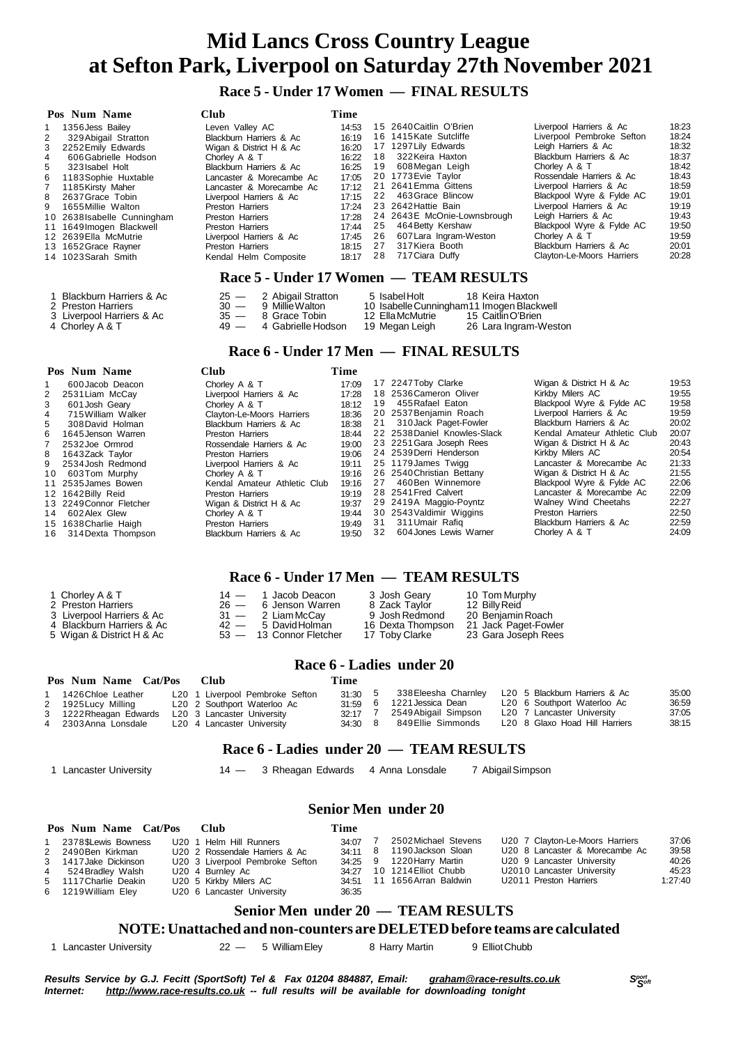# Mid Lancs Cross Country League
# at Sefton Park, Liverpool on Saturday 27th November 2021

## Race 5 - Under 17 Women — FINAL RESULTS

| Pos | Num | Name | Club | Time |
|---|---|---|---|---|
| 1 | 1356 | Jess Bailey | Leven Valley AC | 14:53 |
| 2 | 329 | Abigail Stratton | Blackburn Harriers & Ac | 16:19 |
| 3 | 2252 | Emily Edwards | Wigan & District H & Ac | 16:20 |
| 4 | 606 | Gabrielle Hodson | Chorley A & T | 16:22 |
| 5 | 323 | Isabel Holt | Blackburn Harriers & Ac | 16:25 |
| 6 | 1183 | Sophie Huxtable | Lancaster & Morecambe Ac | 17:05 |
| 7 | 1185 | Kirsty Maher | Lancaster & Morecambe Ac | 17:12 |
| 8 | 2637 | Grace Tobin | Liverpool Harriers & Ac | 17:15 |
| 9 | 1655 | Millie Walton | Preston Harriers | 17:24 |
| 10 | 2638 | Isabelle Cunningham | Preston Harriers | 17:28 |
| 11 | 1649 | Imogen Blackwell | Preston Harriers | 17:44 |
| 12 | 2639 | Ella McMutrie | Liverpool Harriers & Ac | 17:45 |
| 13 | 1652 | Grace Rayner | Preston Harriers | 18:15 |
| 14 | 1023 | Sarah Smith | Kendal Helm Composite | 18:17 |
| 15 | 2640 | Caitlin O'Brien | Liverpool Harriers & Ac | 18:23 |
| 16 | 1415 | Kate Sutcliffe | Liverpool Pembroke Sefton | 18:24 |
| 17 | 1297 | Lily Edwards | Leigh Harriers & Ac | 18:32 |
| 18 | 322 | Keira Haxton | Blackburn Harriers & Ac | 18:37 |
| 19 | 608 | Megan Leigh | Chorley A & T | 18:42 |
| 20 | 1773 | Evie Taylor | Rossendale Harriers & Ac | 18:43 |
| 21 | 2641 | Emma Gittens | Liverpool Harriers & Ac | 18:59 |
| 22 | 463 | Grace Blincow | Blackpool Wyre & Fylde AC | 19:01 |
| 23 | 2642 | Hattie Bain | Liverpool Harriers & Ac | 19:19 |
| 24 | 2643 | E McOnie-Lownsbrough | Leigh Harriers & Ac | 19:43 |
| 25 | 464 | Betty Kershaw | Blackpool Wyre & Fylde AC | 19:50 |
| 26 | 607 | Lara Ingram-Weston | Chorley A & T | 19:59 |
| 27 | 317 | Kiera Booth | Blackburn Harriers & Ac | 20:01 |
| 28 | 717 | Ciara Duffy | Clayton-Le-Moors Harriers | 20:28 |

## Race 5 - Under 17 Women — TEAM RESULTS

| Pos | Team | Points | | | |
|---|---|---|---|---|---|
| 1 | Blackburn Harriers & Ac | 25 — | 2 Abigail Stratton | 5 Isabel Holt | 18 Keira Haxton |
| 2 | Preston Harriers | 30 — | 9 Millie Walton | 10 Isabelle Cunningham | 11 Imogen Blackwell |
| 3 | Liverpool Harriers & Ac | 35 — | 8 Grace Tobin | 12 Ella McMutrie | 15 Caitlin O'Brien |
| 4 | Chorley A & T | 49 — | 4 Gabrielle Hodson | 19 Megan Leigh | 26 Lara Ingram-Weston |

## Race 6 - Under 17 Men — FINAL RESULTS

| Pos | Num | Name | Club | Time |
|---|---|---|---|---|
| 1 | 600 | Jacob Deacon | Chorley A & T | 17:09 |
| 2 | 2531 | Liam McCay | Liverpool Harriers & Ac | 17:28 |
| 3 | 601 | Josh Geary | Chorley A & T | 18:12 |
| 4 | 715 | William Walker | Clayton-Le-Moors Harriers | 18:36 |
| 5 | 308 | David Holman | Blackburn Harriers & Ac | 18:38 |
| 6 | 1645 | Jenson Warren | Preston Harriers | 18:44 |
| 7 | 2532 | Joe Ormrod | Rossendale Harriers & Ac | 19:00 |
| 8 | 1643 | Zack Taylor | Preston Harriers | 19:06 |
| 9 | 2534 | Josh Redmond | Liverpool Harriers & Ac | 19:11 |
| 10 | 603 | Tom Murphy | Chorley A & T | 19:16 |
| 11 | 2535 | James Bowen | Kendal Amateur Athletic Club | 19:16 |
| 12 | 1642 | Billy Reid | Preston Harriers | 19:19 |
| 13 | 2249 | Connor Fletcher | Wigan & District H & Ac | 19:37 |
| 14 | 602 | Alex Glew | Chorley A & T | 19:44 |
| 15 | 1638 | Charlie Haigh | Preston Harriers | 19:49 |
| 16 | 314 | Dexta Thompson | Blackburn Harriers & Ac | 19:50 |
| 17 | 2247 | Toby Clarke | Wigan & District H & Ac | 19:53 |
| 18 | 2536 | Cameron Oliver | Kirkby Milers AC | 19:55 |
| 19 | 455 | Rafael Eaton | Blackpool Wyre & Fylde AC | 19:58 |
| 20 | 2537 | Benjamin Roach | Liverpool Harriers & Ac | 19:59 |
| 21 | 310 | Jack Paget-Fowler | Blackburn Harriers & Ac | 20:02 |
| 22 | 2538 | Daniel Knowles-Slack | Kendal Amateur Athletic Club | 20:07 |
| 23 | 2251 | Gara Joseph Rees | Wigan & District H & Ac | 20:43 |
| 24 | 2539 | Derri Henderson | Kirkby Milers AC | 20:54 |
| 25 | 1179 | James Twigg | Lancaster & Morecambe Ac | 21:33 |
| 26 | 2540 | Christian Bettany | Wigan & District H & Ac | 21:55 |
| 27 | 460 | Ben Winnemore | Blackpool Wyre & Fylde AC | 22:06 |
| 28 | 2541 | Fred Calvert | Lancaster & Morecambe Ac | 22:09 |
| 29 | 2419 | A Maggio-Poyntz | Walney Wind Cheetahs | 22:27 |
| 30 | 2543 | Valdimir Wiggins | Preston Harriers | 22:50 |
| 31 | 311 | Umair Rafiq | Blackburn Harriers & Ac | 22:59 |
| 32 | 604 | Jones Lewis Warner | Chorley A & T | 24:09 |

## Race 6 - Under 17 Men — TEAM RESULTS

| Pos | Team | Points | | | |
|---|---|---|---|---|---|
| 1 | Chorley A & T | 14 — | 1 Jacob Deacon | 3 Josh Geary | 10 Tom Murphy |
| 2 | Preston Harriers | 26 — | 6 Jenson Warren | 8 Zack Taylor | 12 Billy Reid |
| 3 | Liverpool Harriers & Ac | 31 — | 2 Liam McCay | 9 Josh Redmond | 20 Benjamin Roach |
| 4 | Blackburn Harriers & Ac | 42 — | 5 David Holman | 16 Dexta Thompson | 21 Jack Paget-Fowler |
| 5 | Wigan & District H & Ac | 53 — | 13 Connor Fletcher | 17 Toby Clarke | 23 Gara Joseph Rees |

## Race 6 - Ladies under 20

| Pos | Num | Name | Cat/Pos | Club | Time |
|---|---|---|---|---|---|
| 1 | 1426 | Chloe Leather | L20 1 | Liverpool Pembroke Sefton | 31:30 |
| 2 | 1925 | Lucy Milling | L20 2 | Southport Waterloo Ac | 31:59 |
| 3 | 1222 | Rheagan Edwards | L20 3 | Lancaster University | 32:17 |
| 4 | 2303 | Anna Lonsdale | L20 4 | Lancaster University | 34:30 |
| 5 | 338 | Eleesha Charnley | L20 5 | Blackburn Harriers & Ac | 35:00 |
| 6 | 1221 | Jessica Dean | L20 6 | Southport Waterloo Ac | 36:59 |
| 7 | 2549 | Abigail Simpson | L20 7 | Lancaster University | 37:05 |
| 8 | 849 | Ellie Simmonds | L20 8 | Glaxo Hoad Hill Harriers | 38:15 |

## Race 6 - Ladies under 20 — TEAM RESULTS

| Pos | Team | Points | | | |
|---|---|---|---|---|---|
| 1 | Lancaster University | 14 — | 3 Rheagan Edwards | 4 Anna Lonsdale | 7 Abigail Simpson |

## Senior Men under 20

| Pos | Num | Name | Cat/Pos | Club | Time |
|---|---|---|---|---|---|
| 1 | 2378 | $Lewis Bowness | U20 1 | Helm Hill Runners | 34:07 |
| 2 | 2490 | Ben Kirkman | U20 2 | Rossendale Harriers & Ac | 34:11 |
| 3 | 1417 | Jake Dickinson | U20 3 | Liverpool Pembroke Sefton | 34:25 |
| 4 | 524 | Bradley Walsh | U20 4 | Burnley Ac | 34:27 |
| 5 | 1117 | Charlie Deakin | U20 5 | Kirkby Milers AC | 34:51 |
| 6 | 1219 | William Eley | U20 6 | Lancaster University | 36:35 |
| 7 | 2502 | Michael Stevens | U20 7 | Clayton-Le-Moors Harriers | 37:06 |
| 8 | 1190 | Jackson Sloan | U20 8 | Lancaster & Morecambe Ac | 39:58 |
| 9 | 1220 | Harry Martin | U20 9 | Lancaster University | 40:26 |
| 10 | 1214 | Elliot Chubb | U20 10 | Lancaster University | 45:23 |
| 11 | 1656 | Arran Baldwin | U20 11 | Preston Harriers | 1:27:40 |

## Senior Men under 20 — TEAM RESULTS

### NOTE: Unattached and non-counters are DELETED before teams are calculated

| Pos | Team | Points | | | |
|---|---|---|---|---|---|
| 1 | Lancaster University | 22 — | 5 William Eley | 8 Harry Martin | 9 Elliot Chubb |

*Results Service by G.J. Fecitt (SportSoft) Tel & Fax 01204 884887, Email: graham@race-results.co.uk*
*Internet: http://www.race-results.co.uk -- full results will be available for downloading tonight*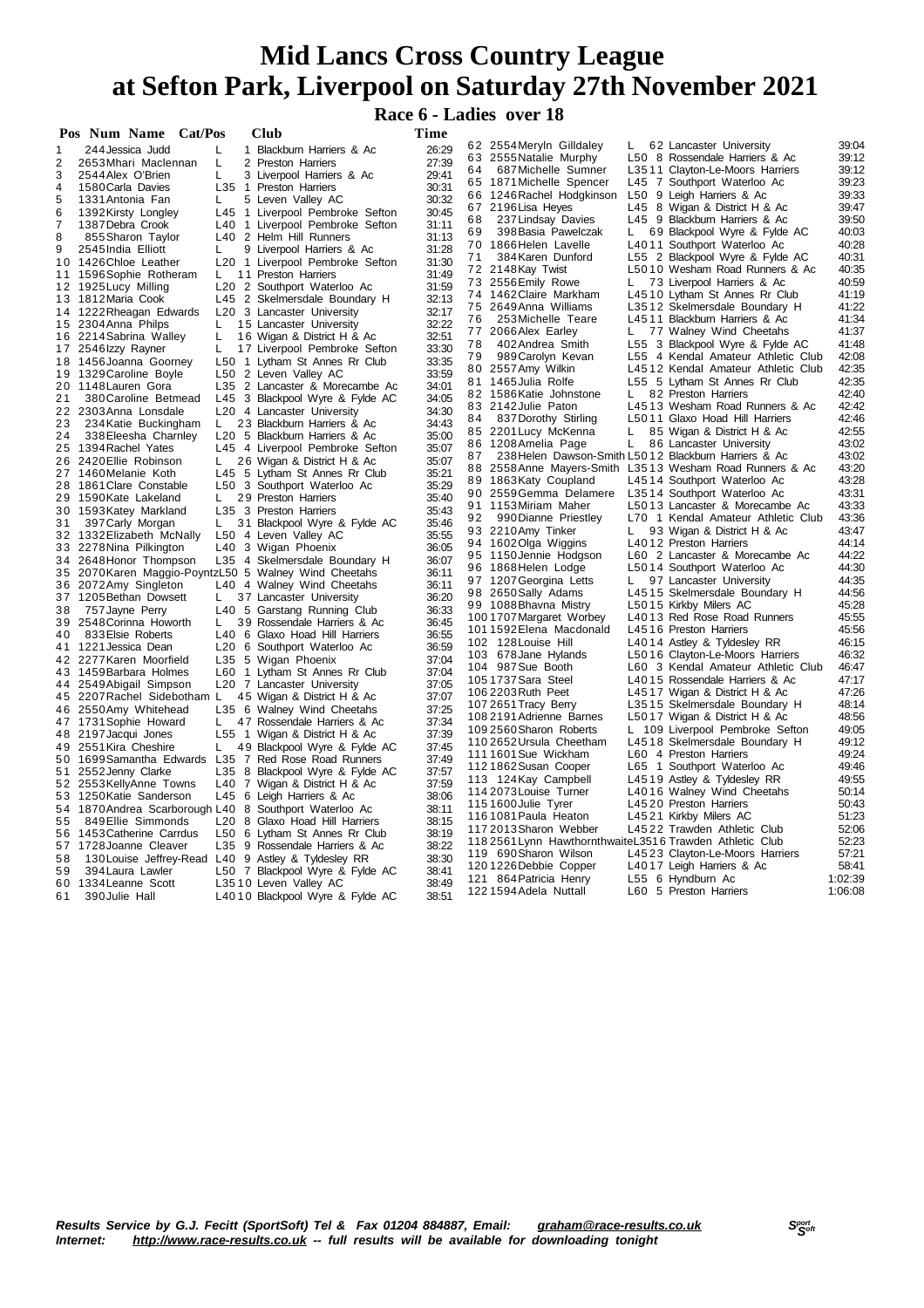# Mid Lancs Cross Country League at Sefton Park, Liverpool on Saturday 27th November 2021

## Race 6 - Ladies over 18

| Pos | Num | Name | Cat/Pos | | Club | Time |
|---|---|---|---|---|---|---|
| 1 | 244 | Jessica Judd | L | 1 | Blackburn Harriers & Ac | 26:29 |
| 2 | 2653 | Mhari Maclennan | L | 2 | Preston Harriers | 27:39 |
| 3 | 2544 | Alex O'Brien | L | 3 | Liverpool Harriers & Ac | 29:41 |
| 4 | 1580 | Carla Davies | L35 | 1 | Preston Harriers | 30:31 |
| 5 | 1331 | Antonia Fan | L | 5 | Leven Valley AC | 30:32 |
| 6 | 1392 | Kirsty Longley | L45 | 1 | Liverpool Pembroke Sefton | 30:45 |
| 7 | 1387 | Debra Crook | L40 | 1 | Liverpool Pembroke Sefton | 31:11 |
| 8 | 855 | Sharon Taylor | L40 | 2 | Helm Hill Runners | 31:13 |
| 9 | 2545 | India Elliott | L | 9 | Liverpool Harriers & Ac | 31:28 |
| 10 | 1426 | Chloe Leather | L20 | 1 | Liverpool Pembroke Sefton | 31:30 |
| 11 | 1596 | Sophie Rotheram | L | 11 | Preston Harriers | 31:49 |
| 12 | 1925 | Lucy Milling | L20 | 2 | Southport Waterloo Ac | 31:59 |
| 13 | 1812 | Maria Cook | L45 | 2 | Skelmersdale Boundary H | 32:13 |
| 14 | 1222 | Rheagan Edwards | L20 | 3 | Lancaster University | 32:17 |
| 15 | 2304 | Anna Philps | L | 15 | Lancaster University | 32:22 |
| 16 | 2214 | Sabrina Walley | L | 16 | Wigan & District H & Ac | 32:51 |
| 17 | 2546 | Izzy Rayner | L | 17 | Liverpool Pembroke Sefton | 33:30 |
| 18 | 1456 | Joanna Goorney | L50 | 1 | Lytham St Annes Rr Club | 33:35 |
| 19 | 1329 | Caroline Boyle | L50 | 2 | Leven Valley AC | 33:59 |
| 20 | 1148 | Lauren Gora | L35 | 2 | Lancaster & Morecambe Ac | 34:01 |
| 21 | 380 | Caroline Betmead | L45 | 3 | Blackpool Wyre & Fylde AC | 34:05 |
| 22 | 2303 | Anna Lonsdale | L20 | 4 | Lancaster University | 34:30 |
| 23 | 234 | Katie Buckingham | L | 23 | Blackburn Harriers & Ac | 34:43 |
| 24 | 338 | Eleesha Charnley | L20 | 5 | Blackburn Harriers & Ac | 35:00 |
| 25 | 1394 | Rachel Yates | L45 | 4 | Liverpool Pembroke Sefton | 35:07 |
| 26 | 2420 | Ellie Robinson | L | 26 | Wigan & District H & Ac | 35:07 |
| 27 | 1460 | Melanie Koth | L45 | 5 | Lytham St Annes Rr Club | 35:21 |
| 28 | 1861 | Clare Constable | L50 | 3 | Southport Waterloo Ac | 35:29 |
| 29 | 1590 | Kate Lakeland | L | 29 | Preston Harriers | 35:40 |
| 30 | 1593 | Katey Markland | L35 | 3 | Preston Harriers | 35:43 |
| 31 | 397 | Carly Morgan | L | 31 | Blackpool Wyre & Fylde AC | 35:46 |
| 32 | 1332 | Elizabeth McNally | L50 | 4 | Leven Valley AC | 35:55 |
| 33 | 2278 | Nina Pilkington | L40 | 3 | Wigan Phoenix | 36:05 |
| 34 | 2648 | Honor Thompson | L35 | 4 | Skelmersdale Boundary H | 36:07 |
| 35 | 2070 | Karen Maggio-Poyntz | L50 | 5 | Walney Wind Cheetahs | 36:11 |
| 36 | 2072 | Amy Singleton | L40 | 4 | Walney Wind Cheetahs | 36:11 |
| 37 | 1205 | Bethan Dowsett | L | 37 | Lancaster University | 36:20 |
| 38 | 757 | Jayne Perry | L40 | 5 | Garstang Running Club | 36:33 |
| 39 | 2548 | Corinna Howorth | L | 39 | Rossendale Harriers & Ac | 36:45 |
| 40 | 833 | Elsie Roberts | L40 | 6 | Glaxo Hoad Hill Harriers | 36:55 |
| 41 | 1221 | Jessica Dean | L20 | 6 | Southport Waterloo Ac | 36:59 |
| 42 | 2277 | Karen Moorfield | L35 | 5 | Wigan Phoenix | 37:04 |
| 43 | 1459 | Barbara Holmes | L60 | 1 | Lytham St Annes Rr Club | 37:04 |
| 44 | 2549 | Abigail Simpson | L20 | 7 | Lancaster University | 37:05 |
| 45 | 2207 | Rachel Sidebotham | L | 45 | Wigan & District H & Ac | 37:07 |
| 46 | 2550 | Amy Whitehead | L35 | 6 | Walney Wind Cheetahs | 37:25 |
| 47 | 1731 | Sophie Howard | L | 47 | Rossendale Harriers & Ac | 37:34 |
| 48 | 2197 | Jacqui Jones | L55 | 1 | Wigan & District H & Ac | 37:39 |
| 49 | 2551 | Kira Cheshire | L | 49 | Blackpool Wyre & Fylde AC | 37:45 |
| 50 | 1699 | Samantha Edwards | L35 | 7 | Red Rose Road Runners | 37:49 |
| 51 | 2552 | Jenny Clarke | L35 | 8 | Blackpool Wyre & Fylde AC | 37:57 |
| 52 | 2553 | KellyAnne Towns | L40 | 7 | Wigan & District H & Ac | 37:59 |
| 53 | 1250 | Katie Sanderson | L45 | 6 | Leigh Harriers & Ac | 38:06 |
| 54 | 1870 | Andrea Scarborough | L40 | 8 | Southport Waterloo Ac | 38:11 |
| 55 | 849 | Ellie Simmonds | L20 | 8 | Glaxo Hoad Hill Harriers | 38:15 |
| 56 | 1453 | Catherine Carrdus | L50 | 6 | Lytham St Annes Rr Club | 38:19 |
| 57 | 1728 | Joanne Cleaver | L35 | 9 | Rossendale Harriers & Ac | 38:22 |
| 58 | 130 | Louise Jeffrey-Read | L40 | 9 | Astley & Tyldesley RR | 38:30 |
| 59 | 394 | Laura Lawler | L50 | 7 | Blackpool Wyre & Fylde AC | 38:41 |
| 60 | 1334 | Leanne Scott | L35 | 10 | Leven Valley AC | 38:49 |
| 61 | 390 | Julie Hall | L40 | 10 | Blackpool Wyre & Fylde AC | 38:51 |
| 62 | 2554 | Meryln Gilldaley | L | 62 | Lancaster University | 39:04 |
| 63 | 2555 | Natalie Murphy | L50 | 8 | Rossendale Harriers & Ac | 39:12 |
| 64 | 687 | Michelle Sumner | L35 | 11 | Clayton-Le-Moors Harriers | 39:12 |
| 65 | 1871 | Michelle Spencer | L45 | 7 | Southport Waterloo Ac | 39:23 |
| 66 | 1246 | Rachel Hodgkinson | L50 | 9 | Leigh Harriers & Ac | 39:33 |
| 67 | 2196 | Lisa Heyes | L45 | 8 | Wigan & District H & Ac | 39:47 |
| 68 | 237 | Lindsay Davies | L45 | 9 | Blackburn Harriers & Ac | 39:50 |
| 69 | 398 | Basia Pawelczak | L | 69 | Blackpool Wyre & Fylde AC | 40:03 |
| 70 | 1866 | Helen Lavelle | L40 | 11 | Southport Waterloo Ac | 40:28 |
| 71 | 384 | Karen Dunford | L55 | 2 | Blackpool Wyre & Fylde AC | 40:31 |
| 72 | 2148 | Kay Twist | L50 | 10 | Wesham Road Runners & Ac | 40:35 |
| 73 | 2556 | Emily Rowe | L | 73 | Liverpool Harriers & Ac | 40:59 |
| 74 | 1462 | Claire Markham | L45 | 10 | Lytham St Annes Rr Club | 41:19 |
| 75 | 2649 | Anna Williams | L35 | 12 | Skelmersdale Boundary H | 41:22 |
| 76 | 253 | Michelle Teare | L45 | 11 | Blackburn Harriers & Ac | 41:34 |
| 77 | 2066 | Alex Earley | L | 77 | Walney Wind Cheetahs | 41:37 |
| 78 | 402 | Andrea Smith | L55 | 3 | Blackpool Wyre & Fylde AC | 41:48 |
| 79 | 989 | Carolyn Kevan | L55 | 4 | Kendal Amateur Athletic Club | 42:08 |
| 80 | 2557 | Amy Wilkin | L45 | 12 | Kendal Amateur Athletic Club | 42:35 |
| 81 | 1465 | Julia Rolfe | L55 | 5 | Lytham St Annes Rr Club | 42:35 |
| 82 | 1586 | Katie Johnstone | L | 82 | Preston Harriers | 42:40 |
| 83 | 2142 | Julie Paton | L45 | 13 | Wesham Road Runners & Ac | 42:42 |
| 84 | 837 | Dorothy Stirling | L50 | 11 | Glaxo Hoad Hill Harriers | 42:46 |
| 85 | 2201 | Lucy McKenna | L | 85 | Wigan & District H & Ac | 42:55 |
| 86 | 1208 | Amelia Page | L | 86 | Lancaster University | 43:02 |
| 87 | 238 | Helen Dawson-Smith | L50 | 12 | Blackburn Harriers & Ac | 43:02 |
| 88 | 2558 | Anne Mayers-Smith | L35 | 13 | Wesham Road Runners & Ac | 43:20 |
| 89 | 1863 | Katy Coupland | L45 | 14 | Southport Waterloo Ac | 43:28 |
| 90 | 2559 | Gemma Delamere | L35 | 14 | Southport Waterloo Ac | 43:31 |
| 91 | 1153 | Miriam Maher | L50 | 13 | Lancaster & Morecambe Ac | 43:33 |
| 92 | 990 | Dianne Priestley | L70 | 1 | Kendal Amateur Athletic Club | 43:36 |
| 93 | 2210 | Amy Tinker | L | 93 | Wigan & District H & Ac | 43:47 |
| 94 | 1602 | Olga Wiggins | L40 | 12 | Preston Harriers | 44:14 |
| 95 | 1150 | Jennie Hodgson | L60 | 2 | Lancaster & Morecambe Ac | 44:22 |
| 96 | 1868 | Helen Lodge | L50 | 14 | Southport Waterloo Ac | 44:30 |
| 97 | 1207 | Georgina Letts | L | 97 | Lancaster University | 44:35 |
| 98 | 2650 | Sally Adams | L45 | 15 | Skelmersdale Boundary H | 44:56 |
| 99 | 1088 | Bhavna Mistry | L50 | 15 | Kirkby Milers AC | 45:28 |
| 100 | 1707 | Margaret Worbey | L40 | 13 | Red Rose Road Runners | 45:55 |
| 101 | 1592 | Elena Macdonald | L45 | 16 | Preston Harriers | 45:56 |
| 102 | 128 | Louise Hill | L40 | 14 | Astley & Tyldesley RR | 46:15 |
| 103 | 678 | Jane Hylands | L50 | 16 | Clayton-Le-Moors Harriers | 46:32 |
| 104 | 987 | Sue Booth | L60 | 3 | Kendal Amateur Athletic Club | 46:47 |
| 105 | 1737 | Sara Steel | L40 | 15 | Rossendale Harriers & Ac | 47:17 |
| 106 | 2203 | Ruth Peet | L45 | 17 | Wigan & District H & Ac | 47:26 |
| 107 | 2651 | Tracy Berry | L35 | 15 | Skelmersdale Boundary H | 48:14 |
| 108 | 2191 | Adrienne Barnes | L50 | 17 | Wigan & District H & Ac | 48:56 |
| 109 | 2560 | Sharon Roberts | L | 109 | Liverpool Pembroke Sefton | 49:05 |
| 110 | 2652 | Ursula Cheetham | L45 | 18 | Skelmersdale Boundary H | 49:12 |
| 111 | 1601 | Sue Wickham | L60 | 4 | Preston Harriers | 49:24 |
| 112 | 1862 | Susan Cooper | L65 | 1 | Southport Waterloo Ac | 49:46 |
| 113 | 124 | Kay Campbell | L45 | 19 | Astley & Tyldesley RR | 49:55 |
| 114 | 2073 | Louise Turner | L40 | 16 | Walney Wind Cheetahs | 50:14 |
| 115 | 1600 | Julie Tyrer | L45 | 20 | Preston Harriers | 50:43 |
| 116 | 1081 | Paula Heaton | L45 | 21 | Kirkby Milers AC | 51:23 |
| 117 | 2013 | Sharon Webber | L45 | 22 | Trawden Athletic Club | 52:06 |
| 118 | 2561 | Lynn Hawthornthwaite | L35 | 16 | Trawden Athletic Club | 52:23 |
| 119 | 690 | Sharon Wilson | L45 | 23 | Clayton-Le-Moors Harriers | 57:21 |
| 120 | 1226 | Debbie Copper | L40 | 17 | Leigh Harriers & Ac | 58:41 |
| 121 | 864 | Patricia Henry | L55 | 6 | Hyndburn Ac | 1:02:39 |
| 122 | 1594 | Adela Nuttall | L60 | 5 | Preston Harriers | 1:06:08 |

*Results Service by G.J. Fecitt (SportSoft) Tel & Fax 01204 884887, Email: graham@race-results.co.uk*
*Internet: http://www.race-results.co.uk -- full results will be available for downloading tonight*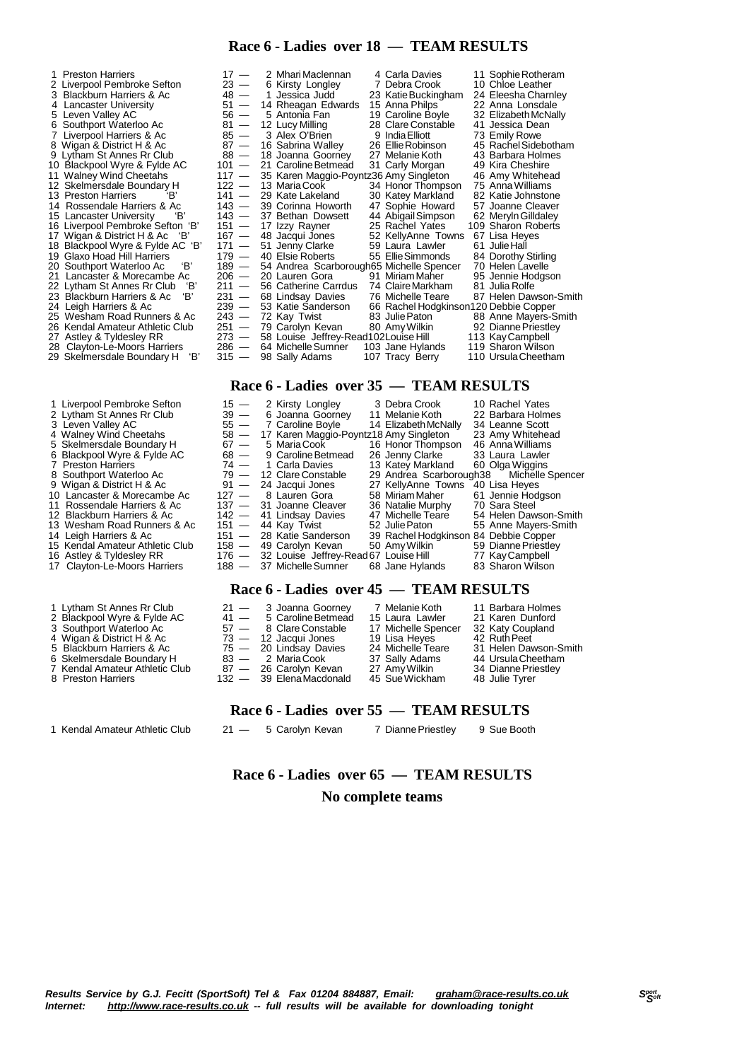## Race 6 - Ladies over 18 — TEAM RESULTS

| Pos | Team | Points | Runner 1 | Runner 2 | Runner 3 |
|---|---|---|---|---|---|
| 1 | Preston Harriers | 17 — | 2 Mhari Maclennan | 4 Carla Davies | 11 Sophie Rotheram |
| 2 | Liverpool Pembroke Sefton | 23 — | 6 Kirsty Longley | 7 Debra Crook | 10 Chloe Leather |
| 3 | Blackburn Harriers & Ac | 48 — | 1 Jessica Judd | 23 Katie Buckingham | 24 Eleesha Charnley |
| 4 | Lancaster University | 51 — | 14 Rheagan Edwards | 15 Anna Philps | 22 Anna Lonsdale |
| 5 | Leven Valley AC | 56 — | 5 Antonia Fan | 19 Caroline Boyle | 32 Elizabeth McNally |
| 6 | Southport Waterloo Ac | 81 — | 12 Lucy Milling | 28 Clare Constable | 41 Jessica Dean |
| 7 | Liverpool Harriers & Ac | 85 — | 3 Alex O'Brien | 9 India Elliott | 73 Emily Rowe |
| 8 | Wigan & District H & Ac | 87 — | 16 Sabrina Walley | 26 Ellie Robinson | 45 Rachel Sidebotham |
| 9 | Lytham St Annes Rr Club | 88 — | 18 Joanna Goorney | 27 Melanie Koth | 43 Barbara Holmes |
| 10 | Blackpool Wyre & Fylde AC | 101 — | 21 Caroline Betmead | 31 Carly Morgan | 49 Kira Cheshire |
| 11 | Walney Wind Cheetahs | 117 — | 35 Karen Maggio-Poyntz | 36 Amy Singleton | 46 Amy Whitehead |
| 12 | Skelmersdale Boundary H | 122 — | 13 Maria Cook | 34 Honor Thompson | 75 Anna Williams |
| 13 | Preston Harriers 'B' | 141 — | 29 Kate Lakeland | 30 Katey Markland | 82 Katie Johnstone |
| 14 | Rossendale Harriers & Ac | 143 — | 39 Corinna Howorth | 47 Sophie Howard | 57 Joanne Cleaver |
| 15 | Lancaster University 'B' | 143 — | 37 Bethan Dowsett | 44 Abigail Simpson | 62 Meryln Gilldaley |
| 16 | Liverpool Pembroke Sefton 'B' | 151 — | 17 Izzy Rayner | 25 Rachel Yates | 109 Sharon Roberts |
| 17 | Wigan & District H & Ac 'B' | 167 — | 48 Jacqui Jones | 52 KellyAnne Towns | 67 Lisa Heyes |
| 18 | Blackpool Wyre & Fylde AC 'B' | 171 — | 51 Jenny Clarke | 59 Laura Lawler | 61 Julie Hall |
| 19 | Glaxo Hoad Hill Harriers | 179 — | 40 Elsie Roberts | 55 Ellie Simmonds | 84 Dorothy Stirling |
| 20 | Southport Waterloo Ac 'B' | 189 — | 54 Andrea Scarborough | 65 Michelle Spencer | 70 Helen Lavelle |
| 21 | Lancaster & Morecambe Ac | 206 — | 20 Lauren Gora | 91 Miriam Maher | 95 Jennie Hodgson |
| 22 | Lytham St Annes Rr Club 'B' | 211 — | 56 Catherine Carrdus | 74 Claire Markham | 81 Julia Rolfe |
| 23 | Blackburn Harriers & Ac 'B' | 231 — | 68 Lindsay Davies | 76 Michelle Teare | 87 Helen Dawson-Smith |
| 24 | Leigh Harriers & Ac | 239 — | 53 Katie Sanderson | 66 Rachel Hodgkinson | 120 Debbie Copper |
| 25 | Wesham Road Runners & Ac | 243 — | 72 Kay Twist | 83 Julie Paton | 88 Anne Mayers-Smith |
| 26 | Kendal Amateur Athletic Club | 251 — | 79 Carolyn Kevan | 80 Amy Wilkin | 92 Dianne Priestley |
| 27 | Astley & Tyldesley RR | 273 — | 58 Louise Jeffrey-Read | 102 Louise Hill | 113 Kay Campbell |
| 28 | Clayton-Le-Moors Harriers | 286 — | 64 Michelle Sumner | 103 Jane Hylands | 119 Sharon Wilson |
| 29 | Skelmersdale Boundary H 'B' | 315 — | 98 Sally Adams | 107 Tracy Berry | 110 Ursula Cheetham |

## Race 6 - Ladies over 35 — TEAM RESULTS

| Pos | Team | Points | Runner 1 | Runner 2 | Runner 3 |
|---|---|---|---|---|---|
| 1 | Liverpool Pembroke Sefton | 15 — | 2 Kirsty Longley | 3 Debra Crook | 10 Rachel Yates |
| 2 | Lytham St Annes Rr Club | 39 — | 6 Joanna Goorney | 11 Melanie Koth | 22 Barbara Holmes |
| 3 | Leven Valley AC | 55 — | 7 Caroline Boyle | 14 Elizabeth McNally | 34 Leanne Scott |
| 4 | Walney Wind Cheetahs | 58 — | 17 Karen Maggio-Poyntz | 18 Amy Singleton | 23 Amy Whitehead |
| 5 | Skelmersdale Boundary H | 67 — | 5 Maria Cook | 16 Honor Thompson | 46 Anna Williams |
| 6 | Blackpool Wyre & Fylde AC | 68 — | 9 Caroline Betmead | 26 Jenny Clarke | 33 Laura Lawler |
| 7 | Preston Harriers | 74 — | 1 Carla Davies | 13 Katey Markland | 60 Olga Wiggins |
| 8 | Southport Waterloo Ac | 79 — | 12 Clare Constable | 29 Andrea Scarborough | 38 Michelle Spencer |
| 9 | Wigan & District H & Ac | 91 — | 24 Jacqui Jones | 27 KellyAnne Towns | 40 Lisa Heyes |
| 10 | Lancaster & Morecambe Ac | 127 — | 8 Lauren Gora | 58 Miriam Maher | 61 Jennie Hodgson |
| 11 | Rossendale Harriers & Ac | 137 — | 31 Joanne Cleaver | 36 Natalie Murphy | 70 Sara Steel |
| 12 | Blackburn Harriers & Ac | 142 — | 41 Lindsay Davies | 47 Michelle Teare | 54 Helen Dawson-Smith |
| 13 | Wesham Road Runners & Ac | 151 — | 44 Kay Twist | 52 Julie Paton | 55 Anne Mayers-Smith |
| 14 | Leigh Harriers & Ac | 151 — | 28 Katie Sanderson | 39 Rachel Hodgkinson | 84 Debbie Copper |
| 15 | Kendal Amateur Athletic Club | 158 — | 49 Carolyn Kevan | 50 Amy Wilkin | 59 Dianne Priestley |
| 16 | Astley & Tyldesley RR | 176 — | 32 Louise Jeffrey-Read | 67 Louise Hill | 77 Kay Campbell |
| 17 | Clayton-Le-Moors Harriers | 188 — | 37 Michelle Sumner | 68 Jane Hylands | 83 Sharon Wilson |

## Race 6 - Ladies over 45 — TEAM RESULTS

| Pos | Team | Points | Runner 1 | Runner 2 | Runner 3 |
|---|---|---|---|---|---|
| 1 | Lytham St Annes Rr Club | 21 — | 3 Joanna Goorney | 7 Melanie Koth | 11 Barbara Holmes |
| 2 | Blackpool Wyre & Fylde AC | 41 — | 5 Caroline Betmead | 15 Laura Lawler | 21 Karen Dunford |
| 3 | Southport Waterloo Ac | 57 — | 8 Clare Constable | 17 Michelle Spencer | 32 Katy Coupland |
| 4 | Wigan & District H & Ac | 73 — | 12 Jacqui Jones | 19 Lisa Heyes | 42 Ruth Peet |
| 5 | Blackburn Harriers & Ac | 75 — | 20 Lindsay Davies | 24 Michelle Teare | 31 Helen Dawson-Smith |
| 6 | Skelmersdale Boundary H | 83 — | 2 Maria Cook | 37 Sally Adams | 44 Ursula Cheetham |
| 7 | Kendal Amateur Athletic Club | 87 — | 26 Carolyn Kevan | 27 Amy Wilkin | 34 Dianne Priestley |
| 8 | Preston Harriers | 132 — | 39 Elena Macdonald | 45 Sue Wickham | 48 Julie Tyrer |

## Race 6 - Ladies over 55 — TEAM RESULTS

| Pos | Team | Points | Runner 1 | Runner 2 | Runner 3 |
|---|---|---|---|---|---|
| 1 | Kendal Amateur Athletic Club | 21 — | 5 Carolyn Kevan | 7 Dianne Priestley | 9 Sue Booth |

## Race 6 - Ladies over 65 — TEAM RESULTS

**No complete teams**

*Results Service by G.J. Fecitt (SportSoft) Tel & Fax 01204 884887, Email: graham@race-results.co.uk*
*Internet: http://www.race-results.co.uk -- full results will be available for downloading tonight*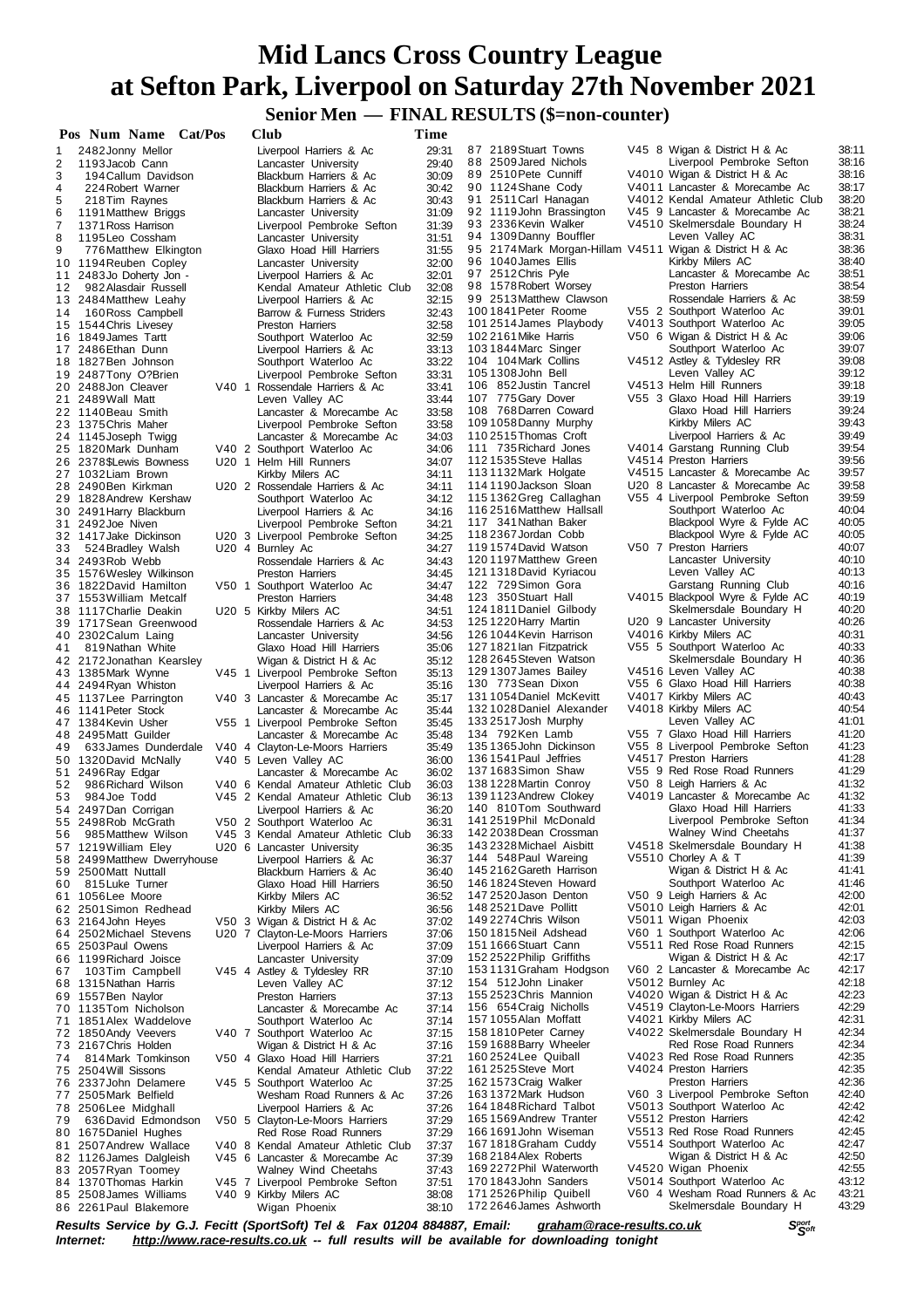# Mid Lancs Cross Country League at Sefton Park, Liverpool on Saturday 27th November 2021

## Senior Men — FINAL RESULTS ($=non-counter)

| Pos | Num | Name | Cat/Pos | Club | Time |
|---|---|---|---|---|---|
| 1 | 2482 | Jonny Mellor | | Liverpool Harriers & Ac | 29:31 |
| 2 | 1193 | Jacob Cann | | Lancaster University | 29:40 |
| 3 | 194 | Callum Davidson | | Blackburn Harriers & Ac | 30:09 |
| 4 | 224 | Robert Warner | | Blackburn Harriers & Ac | 30:42 |
| 5 | 218 | Tim Raynes | | Blackburn Harriers & Ac | 30:43 |
| 6 | 1191 | Matthew Briggs | | Lancaster University | 31:09 |
| 7 | 1371 | Ross Harrison | | Liverpool Pembroke Sefton | 31:39 |
| 8 | 1195 | Leo Cossham | | Lancaster University | 31:51 |
| 9 | 776 | Matthew Elkington | | Glaxo Hoad Hill Harriers | 31:55 |
| 10 | 1194 | Reuben Copley | | Lancaster University | 32:00 |
| 11 | 2483 | Jo Doherty Jon - | | Liverpool Harriers & Ac | 32:01 |
| 12 | 982 | Alasdair Russell | | Kendal Amateur Athletic Club | 32:08 |
| 13 | 2484 | Matthew Leahy | | Liverpool Harriers & Ac | 32:15 |
| 14 | 160 | Ross Campbell | | Barrow & Furness Striders | 32:43 |
| 15 | 1544 | Chris Livesey | | Preston Harriers | 32:58 |
| 16 | 1849 | James Tartt | | Southport Waterloo Ac | 32:59 |
| 17 | 2486 | Ethan Dunn | | Liverpool Harriers & Ac | 33:13 |
| 18 | 1827 | Ben Johnson | | Southport Waterloo Ac | 33:22 |
| 19 | 2487 | Tony O?Brien | | Liverpool Pembroke Sefton | 33:31 |
| 20 | 2488 | Jon Cleaver | V40 1 | Rossendale Harriers & Ac | 33:41 |
| 21 | 2489 | Wall Matt | | Leven Valley AC | 33:44 |
| 22 | 1140 | Beau Smith | | Lancaster & Morecambe Ac | 33:58 |
| 23 | 1375 | Chris Maher | | Liverpool Pembroke Sefton | 33:58 |
| 24 | 1145 | Joseph Twigg | | Lancaster & Morecambe Ac | 34:03 |
| 25 | 1820 | Mark Dunham | V40 2 | Southport Waterloo Ac | 34:06 |
| 26 | 2378 | $Lewis Bowness | U20 1 | Helm Hill Runners | 34:07 |
| 27 | 1032 | Liam Brown | | Kirkby Milers AC | 34:11 |
| 28 | 2490 | Ben Kirkman | U20 2 | Rossendale Harriers & Ac | 34:11 |
| 29 | 1828 | Andrew Kershaw | | Southport Waterloo Ac | 34:12 |
| 30 | 2491 | Harry Blackburn | | Liverpool Harriers & Ac | 34:16 |
| 31 | 2492 | Joe Niven | | Liverpool Pembroke Sefton | 34:21 |
| 32 | 1417 | Jake Dickinson | U20 3 | Liverpool Pembroke Sefton | 34:25 |
| 33 | 524 | Bradley Walsh | U20 4 | Burnley Ac | 34:27 |
| 34 | 2493 | Rob Webb | | Rossendale Harriers & Ac | 34:43 |
| 35 | 1576 | Wesley Wilkinson | | Preston Harriers | 34:45 |
| 36 | 1822 | David Hamilton | V50 1 | Southport Waterloo Ac | 34:47 |
| 37 | 1553 | William Metcalf | | Preston Harriers | 34:48 |
| 38 | 1117 | Charlie Deakin | U20 5 | Kirkby Milers AC | 34:51 |
| 39 | 1717 | Sean Greenwood | | Rossendale Harriers & Ac | 34:53 |
| 40 | 2302 | Calum Laing | | Lancaster University | 34:56 |
| 41 | 819 | Nathan White | | Glaxo Hoad Hill Harriers | 35:06 |
| 42 | 2172 | Jonathan Kearsley | | Wigan & District H & Ac | 35:12 |
| 43 | 1385 | Mark Wynne | V45 1 | Liverpool Pembroke Sefton | 35:13 |
| 44 | 2494 | Ryan Whiston | | Liverpool Harriers & Ac | 35:16 |
| 45 | 1137 | Lee Parrington | V40 3 | Lancaster & Morecambe Ac | 35:17 |
| 46 | 1141 | Peter Stock | | Lancaster & Morecambe Ac | 35:44 |
| 47 | 1384 | Kevin Usher | V55 1 | Liverpool Pembroke Sefton | 35:45 |
| 48 | 2495 | Matt Guilder | | Lancaster & Morecambe Ac | 35:48 |
| 49 | 633 | James Dunderdale | V40 4 | Clayton-Le-Moors Harriers | 35:49 |
| 50 | 1320 | David McNally | V40 5 | Leven Valley AC | 36:00 |
| 51 | 2496 | Ray Edgar | | Lancaster & Morecambe Ac | 36:02 |
| 52 | 986 | Richard Wilson | V40 6 | Kendal Amateur Athletic Club | 36:03 |
| 53 | 984 | Joe Todd | V45 2 | Kendal Amateur Athletic Club | 36:13 |
| 54 | 2497 | Dan Corrigan | | Liverpool Harriers & Ac | 36:20 |
| 55 | 2498 | Rob McGrath | V50 2 | Southport Waterloo Ac | 36:31 |
| 56 | 985 | Matthew Wilson | V45 3 | Kendal Amateur Athletic Club | 36:33 |
| 57 | 1219 | William Eley | U20 6 | Lancaster University | 36:35 |
| 58 | 2499 | Matthew Dwerryhouse | | Liverpool Harriers & Ac | 36:37 |
| 59 | 2500 | Matt Nuttall | | Blackburn Harriers & Ac | 36:40 |
| 60 | 815 | Luke Turner | | Glaxo Hoad Hill Harriers | 36:50 |
| 61 | 1056 | Lee Moore | | Kirkby Milers AC | 36:52 |
| 62 | 2501 | Simon Redhead | | Kirkby Milers AC | 36:56 |
| 63 | 2164 | John Heyes | V50 3 | Wigan & District H & Ac | 37:02 |
| 64 | 2502 | Michael Stevens | U20 7 | Clayton-Le-Moors Harriers | 37:06 |
| 65 | 2503 | Paul Owens | | Liverpool Harriers & Ac | 37:09 |
| 66 | 1199 | Richard Joisce | | Lancaster University | 37:09 |
| 67 | 103 | Tim Campbell | V45 4 | Astley & Tyldesley RR | 37:10 |
| 68 | 1315 | Nathan Harris | | Leven Valley AC | 37:12 |
| 69 | 1557 | Ben Naylor | | Preston Harriers | 37:13 |
| 70 | 1135 | Tom Nicholson | | Lancaster & Morecambe Ac | 37:14 |
| 71 | 1851 | Alex Waddelove | | Southport Waterloo Ac | 37:14 |
| 72 | 1850 | Andy Veevers | V40 7 | Southport Waterloo Ac | 37:15 |
| 73 | 2167 | Chris Holden | | Wigan & District H & Ac | 37:16 |
| 74 | 814 | Mark Tomkinson | V50 4 | Glaxo Hoad Hill Harriers | 37:21 |
| 75 | 2504 | Will Sissons | | Kendal Amateur Athletic Club | 37:22 |
| 76 | 2337 | John Delamere | V45 5 | Southport Waterloo Ac | 37:25 |
| 77 | 2505 | Mark Belfield | | Wesham Road Runners & Ac | 37:26 |
| 78 | 2506 | Lee Midghall | | Liverpool Harriers & Ac | 37:26 |
| 79 | 636 | David Edmondson | V50 5 | Clayton-Le-Moors Harriers | 37:29 |
| 80 | 1675 | Daniel Hughes | | Red Rose Road Runners | 37:29 |
| 81 | 2507 | Andrew Wallace | V40 8 | Kendal Amateur Athletic Club | 37:37 |
| 82 | 1126 | James Dalgleish | V45 6 | Lancaster & Morecambe Ac | 37:39 |
| 83 | 2057 | Ryan Toomey | | Walney Wind Cheetahs | 37:43 |
| 84 | 1370 | Thomas Harkin | V45 7 | Liverpool Pembroke Sefton | 37:51 |
| 85 | 2508 | James Williams | V40 9 | Kirkby Milers AC | 38:08 |
| 86 | 2261 | Paul Blakemore | | Wigan Phoenix | 38:10 |
| 87 | 2189 | Stuart Towns | V45 8 | Wigan & District H & Ac | 38:11 |
| 88 | 2509 | Jared Nichols | | Liverpool Pembroke Sefton | 38:16 |
| 89 | 2510 | Pete Cunniff | V40 10 | Wigan & District H & Ac | 38:16 |
| 90 | 1124 | Shane Cody | V40 11 | Lancaster & Morecambe Ac | 38:17 |
| 91 | 2511 | Carl Hanagan | V40 12 | Kendal Amateur Athletic Club | 38:20 |
| 92 | 1119 | John Brassington | V45 9 | Lancaster & Morecambe Ac | 38:21 |
| 93 | 2336 | Kevin Walker | V45 10 | Skelmersdale Boundary H | 38:24 |
| 94 | 1309 | Danny Bouffler | | Leven Valley AC | 38:31 |
| 95 | 2174 | Mark Morgan-Hillam | V45 11 | Wigan & District H & Ac | 38:36 |
| 96 | 1040 | James Ellis | | Kirkby Milers AC | 38:40 |
| 97 | 2512 | Chris Pyle | | Lancaster & Morecambe Ac | 38:51 |
| 98 | 1578 | Robert Worsey | | Preston Harriers | 38:54 |
| 99 | 2513 | Matthew Clawson | | Rossendale Harriers & Ac | 38:59 |
| 100 | 1841 | Peter Roome | V55 2 | Southport Waterloo Ac | 39:01 |
| 101 | 2514 | James Playbody | V40 13 | Southport Waterloo Ac | 39:05 |
| 102 | 2161 | Mike Harris | V50 6 | Wigan & District H & Ac | 39:06 |
| 103 | 1844 | Marc Singer | | Southport Waterloo Ac | 39:07 |
| 104 | 104 | Mark Collins | V45 12 | Astley & Tyldesley RR | 39:08 |
| 105 | 1308 | John Bell | | Leven Valley AC | 39:12 |
| 106 | 852 | Justin Tancrel | V45 13 | Helm Hill Runners | 39:18 |
| 107 | 775 | Gary Dover | V55 3 | Glaxo Hoad Hill Harriers | 39:19 |
| 108 | 768 | Darren Coward | | Glaxo Hoad Hill Harriers | 39:24 |
| 109 | 1058 | Danny Murphy | | Kirkby Milers AC | 39:43 |
| 110 | 2515 | Thomas Croft | | Liverpool Harriers & Ac | 39:49 |
| 111 | 735 | Richard Jones | V40 14 | Garstang Running Club | 39:54 |
| 112 | 1535 | Steve Hallas | V45 14 | Preston Harriers | 39:56 |
| 113 | 1132 | Mark Holgate | V45 15 | Lancaster & Morecambe Ac | 39:57 |
| 114 | 1190 | Jackson Sloan | U20 8 | Lancaster & Morecambe Ac | 39:58 |
| 115 | 1362 | Greg Callaghan | V55 4 | Liverpool Pembroke Sefton | 39:59 |
| 116 | 2516 | Matthew Hallsall | | Southport Waterloo Ac | 40:04 |
| 117 | 341 | Nathan Baker | | Blackpool Wyre & Fylde AC | 40:05 |
| 118 | 2367 | Jordan Cobb | | Blackpool Wyre & Fylde AC | 40:05 |
| 119 | 1574 | David Watson | V50 7 | Preston Harriers | 40:07 |
| 120 | 1197 | Matthew Green | | Lancaster University | 40:10 |
| 121 | 1318 | David Kyriacou | | Leven Valley AC | 40:13 |
| 122 | 729 | Simon Gora | | Garstang Running Club | 40:16 |
| 123 | 350 | Stuart Hall | V40 15 | Blackpool Wyre & Fylde AC | 40:19 |
| 124 | 1811 | Daniel Gilbody | | Skelmersdale Boundary H | 40:20 |
| 125 | 1220 | Harry Martin | U20 9 | Lancaster University | 40:26 |
| 126 | 1044 | Kevin Harrison | V40 16 | Kirkby Milers AC | 40:31 |
| 127 | 1821 | Ian Fitzpatrick | V55 5 | Southport Waterloo Ac | 40:33 |
| 128 | 2645 | Steven Watson | | Skelmersdale Boundary H | 40:36 |
| 129 | 1307 | James Bailey | V45 16 | Leven Valley AC | 40:38 |
| 130 | 773 | Sean Dixon | V55 6 | Glaxo Hoad Hill Harriers | 40:38 |
| 131 | 1054 | Daniel McKevitt | V40 17 | Kirkby Milers AC | 40:43 |
| 132 | 1028 | Daniel Alexander | V40 18 | Kirkby Milers AC | 40:54 |
| 133 | 2517 | Josh Murphy | | Leven Valley AC | 41:01 |
| 134 | 792 | Ken Lamb | V55 7 | Glaxo Hoad Hill Harriers | 41:20 |
| 135 | 1365 | John Dickinson | V55 8 | Liverpool Pembroke Sefton | 41:23 |
| 136 | 1541 | Paul Jeffries | V45 17 | Preston Harriers | 41:28 |
| 137 | 1683 | Simon Shaw | V55 9 | Red Rose Road Runners | 41:29 |
| 138 | 1228 | Martin Conroy | V50 8 | Leigh Harriers & Ac | 41:32 |
| 139 | 1123 | Andrew Clokey | V40 19 | Lancaster & Morecambe Ac | 41:32 |
| 140 | 810 | Tom Southward | | Glaxo Hoad Hill Harriers | 41:33 |
| 141 | 2519 | Phil McDonald | | Liverpool Pembroke Sefton | 41:34 |
| 142 | 2038 | Dean Crossman | | Walney Wind Cheetahs | 41:37 |
| 143 | 2328 | Michael Aisbitt | V45 18 | Skelmersdale Boundary H | 41:38 |
| 144 | 548 | Paul Wareing | V55 10 | Chorley A & T | 41:39 |
| 145 | 2162 | Gareth Harrison | | Wigan & District H & Ac | 41:41 |
| 146 | 1824 | Steven Howard | | Southport Waterloo Ac | 41:46 |
| 147 | 2520 | Jason Denton | V50 9 | Leigh Harriers & Ac | 42:00 |
| 148 | 2521 | Dave Pollitt | V50 10 | Leigh Harriers & Ac | 42:01 |
| 149 | 2274 | Chris Wilson | V50 11 | Wigan Phoenix | 42:03 |
| 150 | 1815 | Neil Adshead | V60 1 | Southport Waterloo Ac | 42:06 |
| 151 | 1666 | Stuart Cann | V55 11 | Red Rose Road Runners | 42:15 |
| 152 | 2522 | Philip Griffiths | | Wigan & District H & Ac | 42:17 |
| 153 | 1131 | Graham Hodgson | V60 2 | Lancaster & Morecambe Ac | 42:17 |
| 154 | 512 | John Linaker | V50 12 | Burnley Ac | 42:18 |
| 155 | 2523 | Chris Mannion | V40 20 | Wigan & District H & Ac | 42:23 |
| 156 | 654 | Craig Nicholls | V45 19 | Clayton-Le-Moors Harriers | 42:29 |
| 157 | 1055 | Alan Moffatt | V40 21 | Kirkby Milers AC | 42:31 |
| 158 | 1810 | Peter Carney | V40 22 | Skelmersdale Boundary H | 42:34 |
| 159 | 1688 | Barry Wheeler | | Red Rose Road Runners | 42:34 |
| 160 | 2524 | Lee Quiball | V40 23 | Red Rose Road Runners | 42:35 |
| 161 | 2525 | Steve Mort | V40 24 | Preston Harriers | 42:35 |
| 162 | 1573 | Craig Walker | | Preston Harriers | 42:36 |
| 163 | 1372 | Mark Hudson | V60 3 | Liverpool Pembroke Sefton | 42:40 |
| 164 | 1848 | Richard Talbot | V50 13 | Southport Waterloo Ac | 42:42 |
| 165 | 1569 | Andrew Tranter | V55 12 | Preston Harriers | 42:42 |
| 166 | 1691 | John Wiseman | V55 13 | Red Rose Road Runners | 42:45 |
| 167 | 1818 | Graham Cuddy | V55 14 | Southport Waterloo Ac | 42:47 |
| 168 | 2184 | Alex Roberts | | Wigan & District H & Ac | 42:50 |
| 169 | 2272 | Phil Waterworth | V45 20 | Wigan Phoenix | 42:55 |
| 170 | 1843 | John Sanders | V50 14 | Southport Waterloo Ac | 43:12 |
| 171 | 2526 | Philip Quibell | V60 4 | Wesham Road Runners & Ac | 43:21 |
| 172 | 2646 | James Ashworth | | Skelmersdale Boundary H | 43:29 |

*Results Service by G.J. Fecitt (SportSoft) Tel & Fax 01204 884887, Email: graham@race-results.co.uk*
*Internet: http://www.race-results.co.uk -- full results will be available for downloading tonight*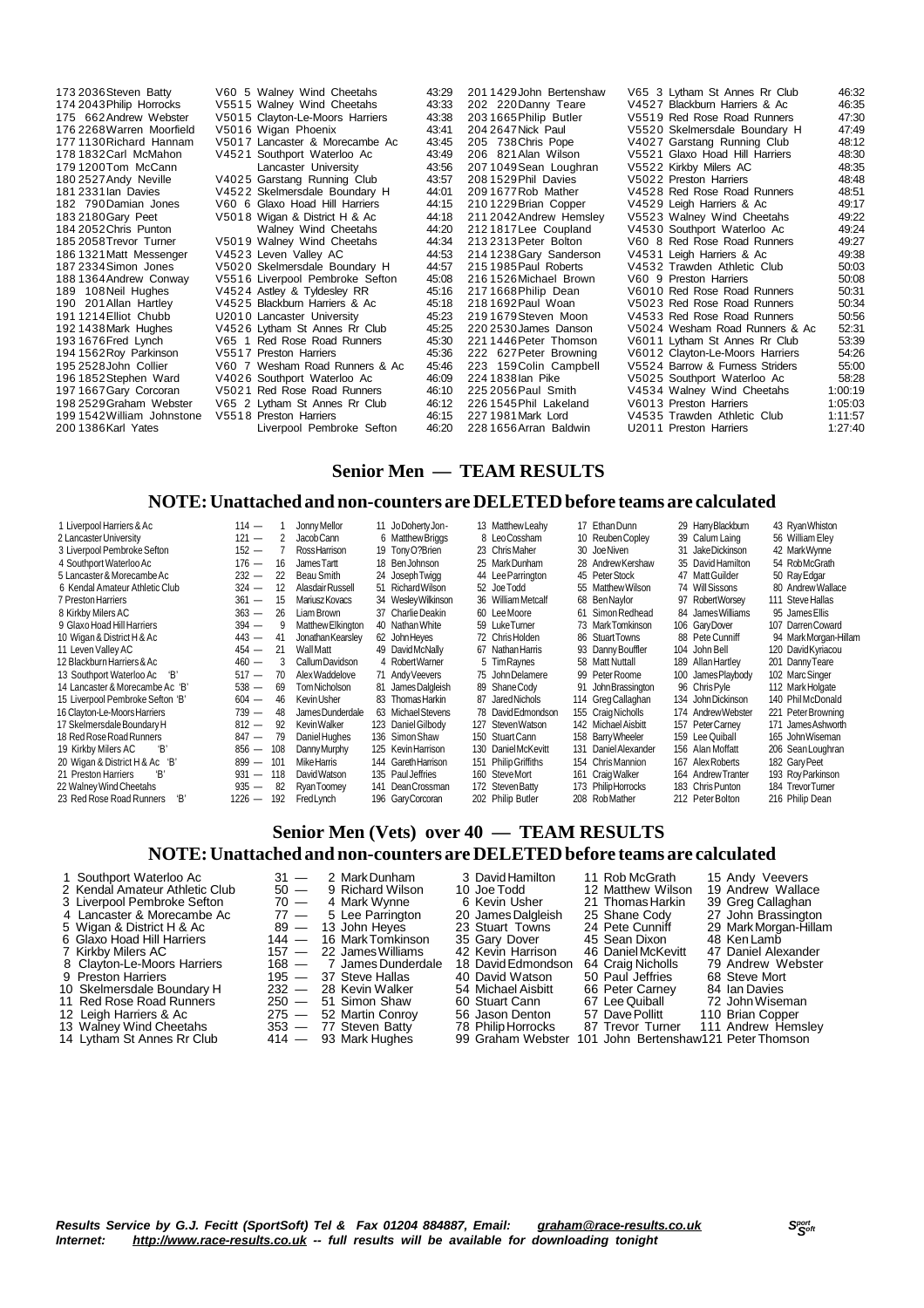| Pos | No | Name | Cat | Club | Time |
|---|---|---|---|---|---|
| 173 | 2036 | Steven Batty | V60 5 | Walney Wind Cheetahs | 43:29 |
| 174 | 2043 | Philip Horrocks | V5515 | Walney Wind Cheetahs | 43:33 |
| 175 | 662 | Andrew Webster | V5015 | Clayton-Le-Moors Harriers | 43:38 |
| 176 | 2268 | Warren Moorfield | V5016 | Wigan Phoenix | 43:41 |
| 177 | 1130 | Richard Hannam | V5017 | Lancaster & Morecambe Ac | 43:45 |
| 178 | 1832 | Carl McMahon | V4521 | Southport Waterloo Ac | 43:49 |
| 179 | 1200 | Tom McCann | | Lancaster University | 43:56 |
| 180 | 2527 | Andy Neville | V4025 | Garstang Running Club | 43:57 |
| 181 | 2331 | Ian Davies | V4522 | Skelmersdale Boundary H | 44:01 |
| 182 | 790 | Damian Jones | V60 6 | Glaxo Hoad Hill Harriers | 44:15 |
| 183 | 2180 | Gary Peet | V5018 | Wigan & District H & Ac | 44:18 |
| 184 | 2052 | Chris Punton | | Walney Wind Cheetahs | 44:20 |
| 185 | 2058 | Trevor Turner | V5019 | Walney Wind Cheetahs | 44:34 |
| 186 | 1321 | Matt Messenger | V4523 | Leven Valley AC | 44:53 |
| 187 | 2334 | Simon Jones | V5020 | Skelmersdale Boundary H | 44:57 |
| 188 | 1364 | Andrew Conway | V5516 | Liverpool Pembroke Sefton | 45:08 |
| 189 | 108 | Neil Hughes | V4524 | Astley & Tyldesley RR | 45:16 |
| 190 | 201 | Allan Hartley | V4525 | Blackburn Harriers & Ac | 45:18 |
| 191 | 1214 | Elliot Chubb | U2010 | Lancaster University | 45:23 |
| 192 | 1438 | Mark Hughes | V4526 | Lytham St Annes Rr Club | 45:25 |
| 193 | 1676 | Fred Lynch | V65 1 | Red Rose Road Runners | 45:30 |
| 194 | 1562 | Roy Parkinson | V5517 | Preston Harriers | 45:36 |
| 195 | 2528 | John Collier | V60 7 | Wesham Road Runners & Ac | 45:46 |
| 196 | 1852 | Stephen Ward | V4026 | Southport Waterloo Ac | 46:09 |
| 197 | 1667 | Gary Corcoran | V5021 | Red Rose Road Runners | 46:10 |
| 198 | 2529 | Graham Webster | V65 2 | Lytham St Annes Rr Club | 46:12 |
| 199 | 1542 | William Johnstone | V5518 | Preston Harriers | 46:15 |
| 200 | 1386 | Karl Yates | | Liverpool Pembroke Sefton | 46:20 |
| 201 | 1429 | John Bertenshaw | V65 3 | Lytham St Annes Rr Club | 46:32 |
| 202 | 220 | Danny Teare | V4527 | Blackburn Harriers & Ac | 46:35 |
| 203 | 1665 | Philip Butler | V5519 | Red Rose Road Runners | 47:30 |
| 204 | 2647 | Nick Paul | V5520 | Skelmersdale Boundary H | 47:49 |
| 205 | 738 | Chris Pope | V4027 | Garstang Running Club | 48:12 |
| 206 | 821 | Alan Wilson | V5521 | Glaxo Hoad Hill Harriers | 48:30 |
| 207 | 1049 | Sean Loughran | V5522 | Kirkby Milers AC | 48:35 |
| 208 | 1529 | Phil Davies | V5022 | Preston Harriers | 48:48 |
| 209 | 1677 | Rob Mather | V4528 | Red Rose Road Runners | 48:51 |
| 210 | 1229 | Brian Copper | V4529 | Leigh Harriers & Ac | 49:17 |
| 211 | 2042 | Andrew Hemsley | V5523 | Walney Wind Cheetahs | 49:22 |
| 212 | 1817 | Lee Coupland | V4530 | Southport Waterloo Ac | 49:24 |
| 213 | 2313 | Peter Bolton | V60 8 | Red Rose Road Runners | 49:27 |
| 214 | 1238 | Gary Sanderson | V4531 | Leigh Harriers & Ac | 49:38 |
| 215 | 1985 | Paul Roberts | V4532 | Trawden Athletic Club | 50:03 |
| 216 | 1526 | Michael Brown | V60 9 | Preston Harriers | 50:08 |
| 217 | 1668 | Philip Dean | V6010 | Red Rose Road Runners | 50:31 |
| 218 | 1692 | Paul Woan | V5023 | Red Rose Road Runners | 50:34 |
| 219 | 1679 | Steven Moon | V4533 | Red Rose Road Runners | 50:56 |
| 220 | 2530 | James Danson | V5024 | Wesham Road Runners & Ac | 52:31 |
| 221 | 1446 | Peter Thomson | V6011 | Lytham St Annes Rr Club | 53:39 |
| 222 | 627 | Peter Browning | V6012 | Clayton-Le-Moors Harriers | 54:26 |
| 223 | 159 | Colin Campbell | V5524 | Barrow & Furness Striders | 55:00 |
| 224 | 1838 | Ian Pike | V5025 | Southport Waterloo Ac | 58:28 |
| 225 | 2056 | Paul Smith | V4534 | Walney Wind Cheetahs | 1:00:19 |
| 226 | 1545 | Phil Lakeland | V6013 | Preston Harriers | 1:05:03 |
| 227 | 1981 | Mark Lord | V4535 | Trawden Athletic Club | 1:11:57 |
| 228 | 1656 | Arran Baldwin | U2011 | Preston Harriers | 1:27:40 |

## Senior Men — TEAM RESULTS

### NOTE: Unattached and non-counters are DELETED before teams are calculated

| Pos | Team | Pts | 1 | 2 | 3 | 4 | 5 | 6 |
|---|---|---|---|---|---|---|---|---|
| 1 | Liverpool Harriers & Ac | 114 | 1 Jonny Mellor | 11 Jo Doherty Jon- | 13 Matthew Leahy | 17 Ethan Dunn | 29 Harry Blackburn | 43 Ryan Whiston |
| 2 | Lancaster University | 121 | 2 Jacob Cann | 6 Matthew Briggs | 8 Leo Cossham | 10 Reuben Copley | 39 Calum Laing | 56 William Eley |
| 3 | Liverpool Pembroke Sefton | 152 | 7 Ross Harrison | 19 Tony O?Brien | 23 Chris Maher | 30 Joe Niven | 31 Jake Dickinson | 42 Mark Wynne |
| 4 | Southport Waterloo Ac | 176 | 16 James Tartt | 18 Ben Johnson | 25 Mark Dunham | 28 Andrew Kershaw | 35 David Hamilton | 54 Rob McGrath |
| 5 | Lancaster & Morecambe Ac | 232 | 22 Beau Smith | 24 Joseph Twigg | 44 Lee Parrington | 45 Peter Stock | 47 Matt Guilder | 50 Ray Edgar |
| 6 | Kendal Amateur Athletic Club | 324 | 12 Alasdair Russell | 51 Richard Wilson | 52 Joe Todd | 55 Matthew Wilson | 74 Will Sissons | 80 Andrew Wallace |
| 7 | Preston Harriers | 361 | 15 Mariusz Kovacs | 34 Wesley Wilkinson | 36 William Metcalf | 68 Ben Naylor | 97 Robert Worsey | 111 Steve Hallas |
| 8 | Kirkby Milers AC | 363 | 26 Liam Brown | 37 Charlie Deakin | 60 Lee Moore | 61 Simon Redhead | 84 James Williams | 95 James Ellis |
| 9 | Glaxo Hoad Hill Harriers | 394 | 9 Matthew Elkington | 40 Nathan White | 59 Luke Turner | 73 Mark Tomkinson | 106 Gary Dover | 107 Darren Coward |
| 10 | Wigan & District H & Ac | 443 | 41 Jonathan Kearsley | 62 John Heyes | 72 Chris Holden | 86 Stuart Towns | 88 Pete Cunniff | 94 Mark Morgan-Hillam |
| 11 | Leven Valley AC | 454 | 21 Wall Matt | 49 David McNally | 67 Nathan Harris | 93 Danny Bouffler | 104 John Bell | 120 David Kyriacou |
| 12 | Blackburn Harriers & Ac | 460 | 3 Callum Davidson | 4 Robert Warner | 5 Tim Raynes | 58 Matt Nuttall | 189 Allan Hartley | 201 Danny Teare |
| 13 | Southport Waterloo Ac 'B' | 517 | 70 Alex Waddelove | 71 Andy Veevers | 75 John Delamere | 99 Peter Roome | 100 James Playbody | 102 Marc Singer |
| 14 | Lancaster & Morecambe Ac 'B' | 538 | 69 Tom Nicholson | 81 James Dalgleish | 89 Shane Cody | 91 John Brassington | 96 Chris Pyle | 112 Mark Holgate |
| 15 | Liverpool Pembroke Sefton 'B' | 604 | 46 Kevin Usher | 83 Thomas Harkin | 87 Jared Nichols | 114 Greg Callaghan | 134 John Dickinson | 140 Phil McDonald |
| 16 | Clayton-Le-Moors Harriers | 739 | 48 James Dunderdale | 63 Michael Stevens | 78 David Edmondson | 155 Craig Nicholls | 174 Andrew Webster | 221 Peter Browning |
| 17 | Skelmersdale Boundary H | 812 | 92 Kevin Walker | 123 Daniel Gilbody | 127 Steven Watson | 142 Michael Aisbitt | 157 Peter Carney | 171 James Ashworth |
| 18 | Red Rose Road Runners | 847 | 79 Daniel Hughes | 136 Simon Shaw | 150 Stuart Cann | 158 Barry Wheeler | 159 Lee Quiball | 165 John Wiseman |
| 19 | Kirkby Milers AC 'B' | 856 | 108 Danny Murphy | 125 Kevin Harrison | 130 Daniel McKevitt | 131 Daniel Alexander | 156 Alan Moffatt | 206 Sean Loughran |
| 20 | Wigan & District H & Ac 'B' | 899 | 101 Mike Harris | 144 Gareth Harrison | 151 Philip Griffiths | 154 Chris Mannion | 167 Alex Roberts | 182 Gary Peet |
| 21 | Preston Harriers 'B' | 931 | 118 David Watson | 135 Paul Jeffries | 160 Steve Mort | 161 Craig Walker | 164 Andrew Tranter | 193 Roy Parkinson |
| 22 | Walney Wind Cheetahs | 935 | 82 Ryan Toomey | 141 Dean Crossman | 172 Steven Batty | 173 Philip Horrocks | 183 Chris Punton | 184 Trevor Turner |
| 23 | Red Rose Road Runners 'B' | 1226 | 192 Fred Lynch | 196 Gary Corcoran | 202 Philip Butler | 208 Rob Mather | 212 Peter Bolton | 216 Philip Dean |

## Senior Men (Vets) over 40 — TEAM RESULTS

### NOTE: Unattached and non-counters are DELETED before teams are calculated

| Pos | Team | Pts | 1 | 2 | 3 | 4 |
|---|---|---|---|---|---|---|
| 1 | Southport Waterloo Ac | 31 | 2 Mark Dunham | 3 David Hamilton | 11 Rob McGrath | 15 Andy Veevers |
| 2 | Kendal Amateur Athletic Club | 50 | 9 Richard Wilson | 10 Joe Todd | 12 Matthew Wilson | 19 Andrew Wallace |
| 3 | Liverpool Pembroke Sefton | 70 | 4 Mark Wynne | 6 Kevin Usher | 21 Thomas Harkin | 39 Greg Callaghan |
| 4 | Lancaster & Morecambe Ac | 77 | 5 Lee Parrington | 20 James Dalgleish | 25 Shane Cody | 27 John Brassington |
| 5 | Wigan & District H & Ac | 89 | 13 John Heyes | 23 Stuart Towns | 24 Pete Cunniff | 29 Mark Morgan-Hillam |
| 6 | Glaxo Hoad Hill Harriers | 144 | 16 Mark Tomkinson | 35 Gary Dover | 45 Sean Dixon | 48 Ken Lamb |
| 7 | Kirkby Milers AC | 157 | 22 James Williams | 42 Kevin Harrison | 46 Daniel McKevitt | 47 Daniel Alexander |
| 8 | Clayton-Le-Moors Harriers | 168 | 7 James Dunderdale | 18 David Edmondson | 64 Craig Nicholls | 79 Andrew Webster |
| 9 | Preston Harriers | 195 | 37 Steve Hallas | 40 David Watson | 50 Paul Jeffries | 68 Steve Mort |
| 10 | Skelmersdale Boundary H | 232 | 28 Kevin Walker | 54 Michael Aisbitt | 66 Peter Carney | 84 Ian Davies |
| 11 | Red Rose Road Runners | 250 | 51 Simon Shaw | 60 Stuart Cann | 67 Lee Quiball | 72 John Wiseman |
| 12 | Leigh Harriers & Ac | 275 | 52 Martin Conroy | 56 Jason Denton | 57 Dave Pollitt | 110 Brian Copper |
| 13 | Walney Wind Cheetahs | 353 | 77 Steven Batty | 78 Philip Horrocks | 87 Trevor Turner | 111 Andrew Hemsley |
| 14 | Lytham St Annes Rr Club | 414 | 93 Mark Hughes | 99 Graham Webster | 101 John Bertenshaw | 121 Peter Thomson |

*Results Service by G.J. Fecitt (SportSoft) Tel & Fax 01204 884887, Email: graham@race-results.co.uk*
*Internet: http://www.race-results.co.uk -- full results will be available for downloading tonight*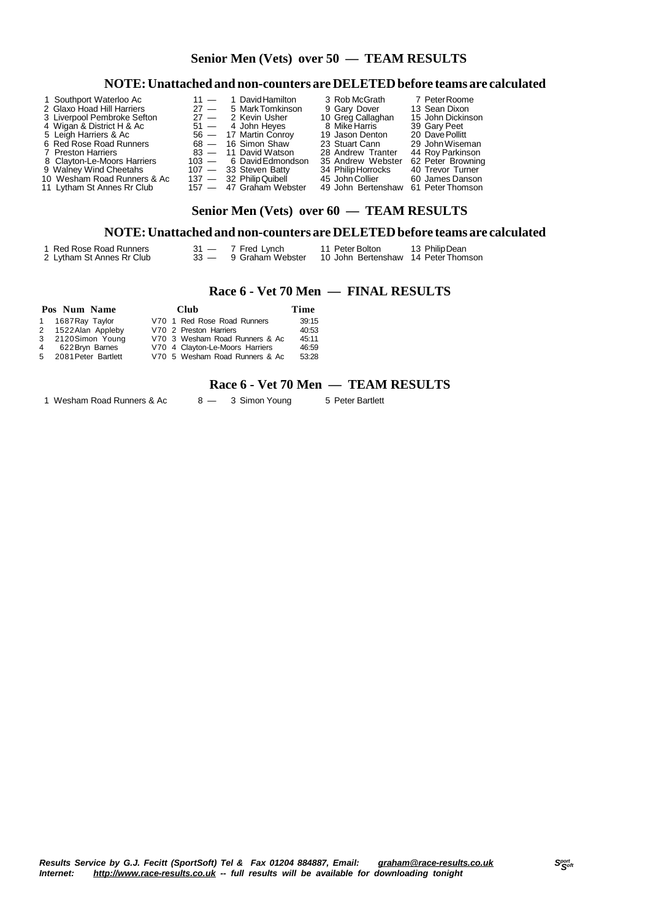## Senior Men (Vets) over 50 — TEAM RESULTS

### NOTE: Unattached and non-counters are DELETED before teams are calculated

| | | | | |
|---|---|---|---|---|
| 1 Southport Waterloo Ac | 11 — | 1 David Hamilton | 3 Rob McGrath | 7 Peter Roome |
| 2 Glaxo Hoad Hill Harriers | 27 — | 5 Mark Tomkinson | 9 Gary Dover | 13 Sean Dixon |
| 3 Liverpool Pembroke Sefton | 27 — | 2 Kevin Usher | 10 Greg Callaghan | 15 John Dickinson |
| 4 Wigan & District H & Ac | 51 — | 4 John Heyes | 8 Mike Harris | 39 Gary Peet |
| 5 Leigh Harriers & Ac | 56 — | 17 Martin Conroy | 19 Jason Denton | 20 Dave Pollitt |
| 6 Red Rose Road Runners | 68 — | 16 Simon Shaw | 23 Stuart Cann | 29 John Wiseman |
| 7 Preston Harriers | 83 — | 11 David Watson | 28 Andrew Tranter | 44 Roy Parkinson |
| 8 Clayton-Le-Moors Harriers | 103 — | 6 David Edmondson | 35 Andrew Webster | 62 Peter Browning |
| 9 Walney Wind Cheetahs | 107 — | 33 Steven Batty | 34 Philip Horrocks | 40 Trevor Turner |
| 10 Wesham Road Runners & Ac | 137 — | 32 Philip Quibell | 45 John Collier | 60 James Danson |
| 11 Lytham St Annes Rr Club | 157 — | 47 Graham Webster | 49 John Bertenshaw | 61 Peter Thomson |

## Senior Men (Vets) over 60 — TEAM RESULTS

### NOTE: Unattached and non-counters are DELETED before teams are calculated

| | | | | |
|---|---|---|---|---|
| 1 Red Rose Road Runners | 31 — | 7 Fred Lynch | 11 Peter Bolton | 13 Philip Dean |
| 2 Lytham St Annes Rr Club | 33 — | 9 Graham Webster | 10 John Bertenshaw | 14 Peter Thomson |

## Race 6 - Vet 70 Men — FINAL RESULTS

| Pos | Num | Name | Club | Time |
|---|---|---|---|---|
| 1 | 1687 | Ray Taylor | V70 1 Red Rose Road Runners | 39:15 |
| 2 | 1522 | Alan Appleby | V70 2 Preston Harriers | 40:53 |
| 3 | 2120 | Simon Young | V70 3 Wesham Road Runners & Ac | 45:11 |
| 4 | 622 | Bryn Barnes | V70 4 Clayton-Le-Moors Harriers | 46:59 |
| 5 | 2081 | Peter Bartlett | V70 5 Wesham Road Runners & Ac | 53:28 |

## Race 6 - Vet 70 Men — TEAM RESULTS

| | | | |
|---|---|---|---|
| 1 Wesham Road Runners & Ac | 8 — | 3 Simon Young | 5 Peter Bartlett |

*Results Service by G.J. Fecitt (SportSoft) Tel & Fax 01204 884887, Email: graham@race-results.co.uk*
*Internet: http://www.race-results.co.uk -- full results will be available for downloading tonight*